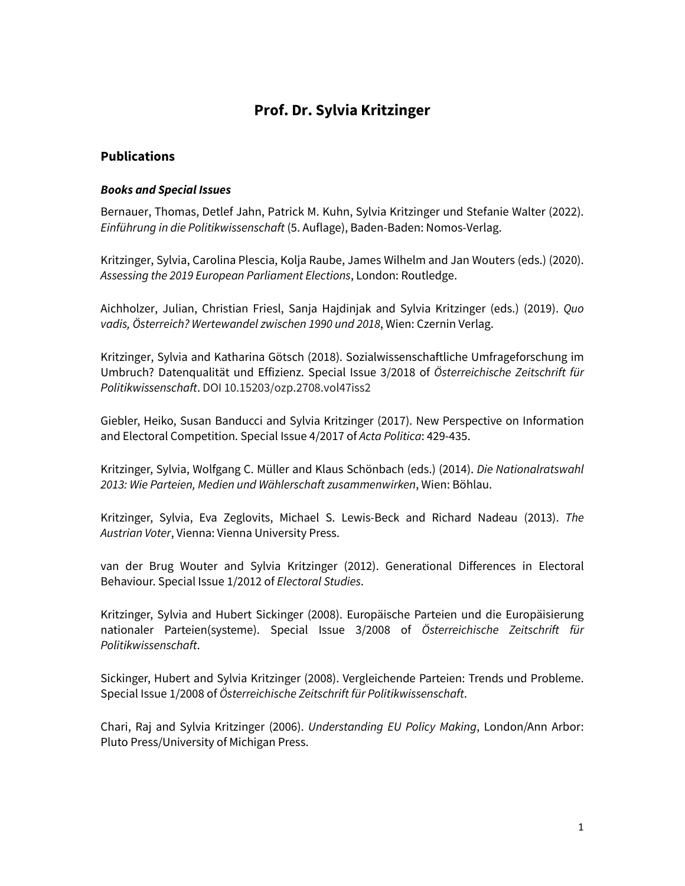# Prof. Dr. Sylvia Kritzinger

## Publications

### *Books and Special Issues*

Bernauer, Thomas, Detlef Jahn, Patrick M. Kuhn, Sylvia Kritzinger und Stefanie Walter (2022). *Einführung in die Politikwissenschaft* (5. Auflage), Baden-Baden: Nomos-Verlag.

Kritzinger, Sylvia, Carolina Plescia, Kolja Raube, James Wilhelm and Jan Wouters (eds.) (2020). *Assessing the 2019 European Parliament Elections*, London: Routledge.

Aichholzer, Julian, Christian Friesl, Sanja Hajdinjak and Sylvia Kritzinger (eds.) (2019). *Quo vadis, Österreich? Wertewandel zwischen 1990 und 2018*, Wien: Czernin Verlag.

Kritzinger, Sylvia and Katharina Götsch (2018). Sozialwissenschaftliche Umfrageforschung im Umbruch? Datenqualität und Effizienz. Special Issue 3/2018 of *Österreichische Zeitschrift für Politikwissenschaft*. DOI 10.15203/ozp.2708.vol47iss2

Giebler, Heiko, Susan Banducci and Sylvia Kritzinger (2017). New Perspective on Information and Electoral Competition. Special Issue 4/2017 of *Acta Politica*: 429-435.

Kritzinger, Sylvia, Wolfgang C. Müller and Klaus Schönbach (eds.) (2014). *Die Nationalratswahl 2013: Wie Parteien, Medien und Wählerschaft zusammenwirken*, Wien: Böhlau.

Kritzinger, Sylvia, Eva Zeglovits, Michael S. Lewis-Beck and Richard Nadeau (2013). *The Austrian Voter*, Vienna: Vienna University Press.

van der Brug Wouter and Sylvia Kritzinger (2012). Generational Differences in Electoral Behaviour. Special Issue 1/2012 of *Electoral Studies*.

Kritzinger, Sylvia and Hubert Sickinger (2008). Europäische Parteien und die Europäisierung nationaler Parteien(systeme). Special Issue 3/2008 of *Österreichische Zeitschrift für Politikwissenschaft*.

Sickinger, Hubert and Sylvia Kritzinger (2008). Vergleichende Parteien: Trends und Probleme. Special Issue 1/2008 of *Österreichische Zeitschrift für Politikwissenschaft*.

Chari, Raj and Sylvia Kritzinger (2006). *Understanding EU Policy Making*, London/Ann Arbor: Pluto Press/University of Michigan Press.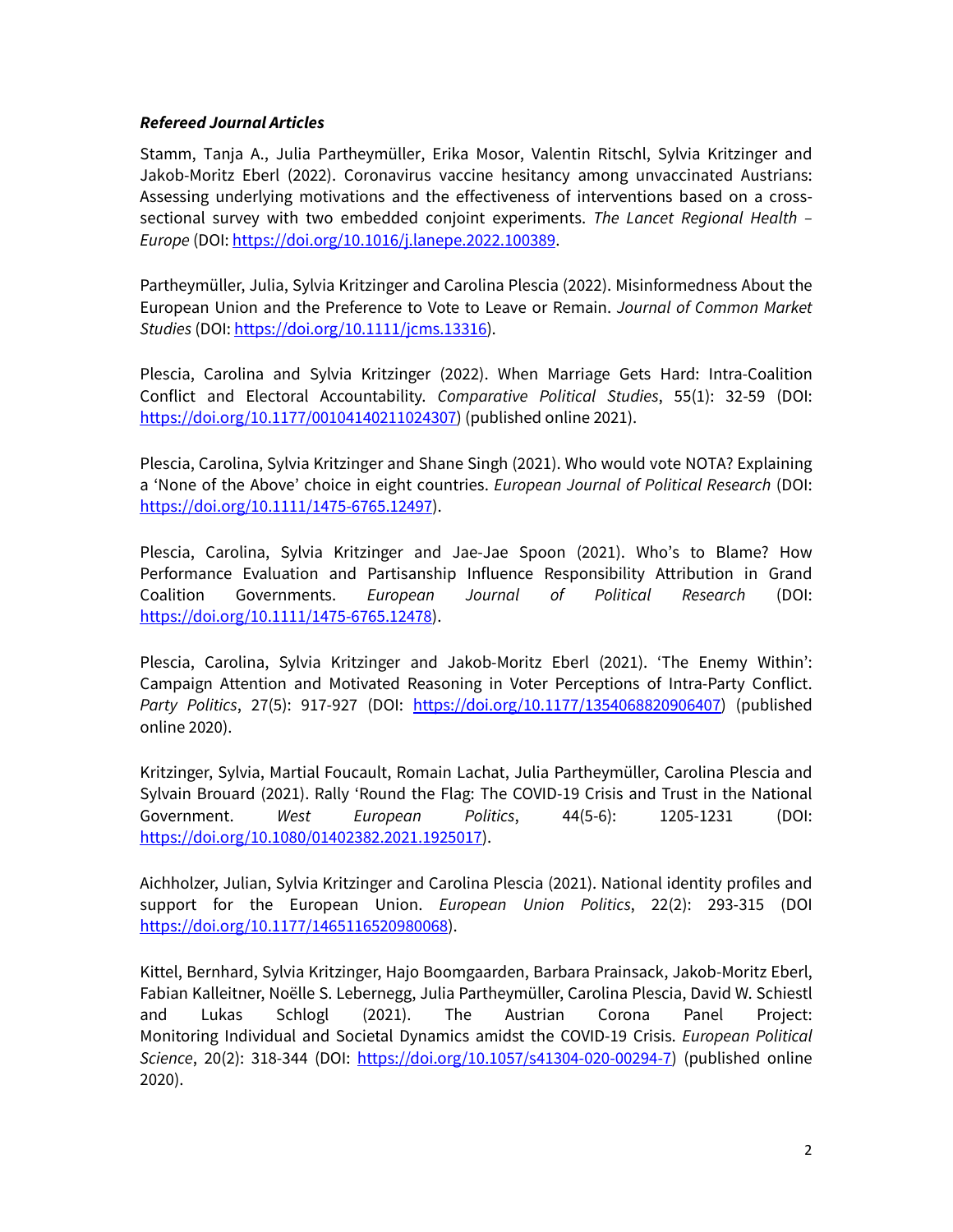***Refereed Journal Articles***

Stamm, Tanja A., Julia Partheymüller, Erika Mosor, Valentin Ritschl, Sylvia Kritzinger and Jakob-Moritz Eberl (2022). Coronavirus vaccine hesitancy among unvaccinated Austrians: Assessing underlying motivations and the effectiveness of interventions based on a cross-sectional survey with two embedded conjoint experiments. *The Lancet Regional Health – Europe* (DOI: https://doi.org/10.1016/j.lanepe.2022.100389.

Partheymüller, Julia, Sylvia Kritzinger and Carolina Plescia (2022). Misinformedness About the European Union and the Preference to Vote to Leave or Remain. *Journal of Common Market Studies* (DOI: https://doi.org/10.1111/jcms.13316).

Plescia, Carolina and Sylvia Kritzinger (2022). When Marriage Gets Hard: Intra-Coalition Conflict and Electoral Accountability. *Comparative Political Studies*, 55(1): 32-59 (DOI: https://doi.org/10.1177/00104140211024307) (published online 2021).

Plescia, Carolina, Sylvia Kritzinger and Shane Singh (2021). Who would vote NOTA? Explaining a 'None of the Above' choice in eight countries. *European Journal of Political Research* (DOI: https://doi.org/10.1111/1475-6765.12497).

Plescia, Carolina, Sylvia Kritzinger and Jae-Jae Spoon (2021). Who's to Blame? How Performance Evaluation and Partisanship Influence Responsibility Attribution in Grand Coalition Governments. *European Journal of Political Research* (DOI: https://doi.org/10.1111/1475-6765.12478).

Plescia, Carolina, Sylvia Kritzinger and Jakob-Moritz Eberl (2021). 'The Enemy Within': Campaign Attention and Motivated Reasoning in Voter Perceptions of Intra-Party Conflict. *Party Politics*, 27(5): 917-927 (DOI: https://doi.org/10.1177/1354068820906407) (published online 2020).

Kritzinger, Sylvia, Martial Foucault, Romain Lachat, Julia Partheymüller, Carolina Plescia and Sylvain Brouard (2021). Rally 'Round the Flag: The COVID-19 Crisis and Trust in the National Government. *West European Politics*, 44(5-6): 1205-1231 (DOI: https://doi.org/10.1080/01402382.2021.1925017).

Aichholzer, Julian, Sylvia Kritzinger and Carolina Plescia (2021). National identity profiles and support for the European Union. *European Union Politics*, 22(2): 293-315 (DOI https://doi.org/10.1177/1465116520980068).

Kittel, Bernhard, Sylvia Kritzinger, Hajo Boomgaarden, Barbara Prainsack, Jakob-Moritz Eberl, Fabian Kalleitner, Noëlle S. Lebernegg, Julia Partheymüller, Carolina Plescia, David W. Schiestl and Lukas Schlogl (2021). The Austrian Corona Panel Project: Monitoring Individual and Societal Dynamics amidst the COVID-19 Crisis. *European Political Science*, 20(2): 318-344 (DOI: https://doi.org/10.1057/s41304-020-00294-7) (published online 2020).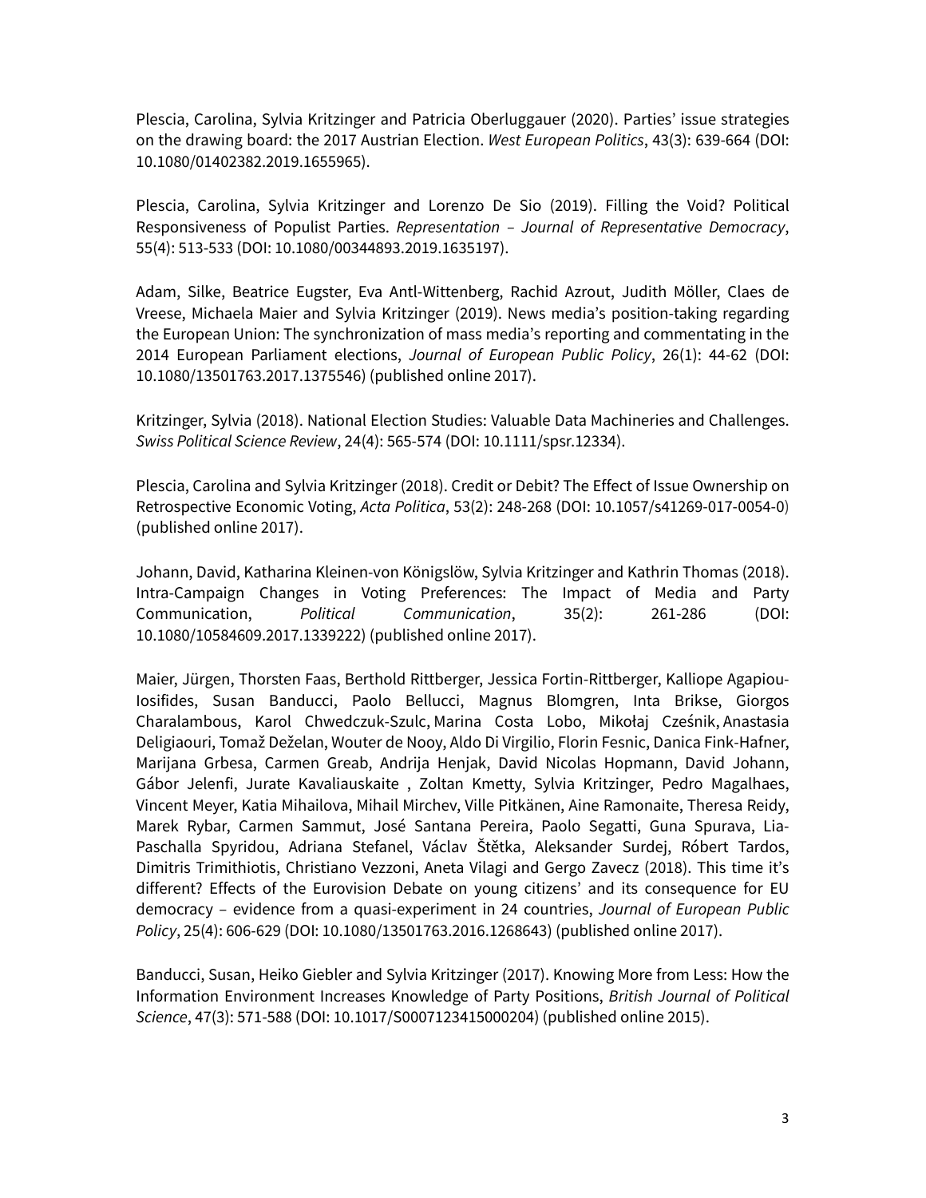Plescia, Carolina, Sylvia Kritzinger and Patricia Oberluggauer (2020). Parties' issue strategies on the drawing board: the 2017 Austrian Election. *West European Politics*, 43(3): 639-664 (DOI: 10.1080/01402382.2019.1655965).

Plescia, Carolina, Sylvia Kritzinger and Lorenzo De Sio (2019). Filling the Void? Political Responsiveness of Populist Parties. *Representation – Journal of Representative Democracy*, 55(4): 513-533 (DOI: 10.1080/00344893.2019.1635197).

Adam, Silke, Beatrice Eugster, Eva Antl-Wittenberg, Rachid Azrout, Judith Möller, Claes de Vreese, Michaela Maier and Sylvia Kritzinger (2019). News media's position-taking regarding the European Union: The synchronization of mass media's reporting and commentating in the 2014 European Parliament elections, *Journal of European Public Policy*, 26(1): 44-62 (DOI: 10.1080/13501763.2017.1375546) (published online 2017).

Kritzinger, Sylvia (2018). National Election Studies: Valuable Data Machineries and Challenges. *Swiss Political Science Review*, 24(4): 565-574 (DOI: 10.1111/spsr.12334).

Plescia, Carolina and Sylvia Kritzinger (2018). Credit or Debit? The Effect of Issue Ownership on Retrospective Economic Voting, *Acta Politica*, 53(2): 248-268 (DOI: 10.1057/s41269-017-0054-0) (published online 2017).

Johann, David, Katharina Kleinen-von Königslöw, Sylvia Kritzinger and Kathrin Thomas (2018). Intra-Campaign Changes in Voting Preferences: The Impact of Media and Party Communication, *Political Communication*, 35(2): 261-286 (DOI: 10.1080/10584609.2017.1339222) (published online 2017).

Maier, Jürgen, Thorsten Faas, Berthold Rittberger, Jessica Fortin-Rittberger, Kalliope Agapiou-Iosifides, Susan Banducci, Paolo Bellucci, Magnus Blomgren, Inta Brikse, Giorgos Charalambous, Karol Chwedczuk-Szulc, Marina Costa Lobo, Mikołaj Cześnik, Anastasia Deligiaouri, Tomaž Deželan, Wouter de Nooy, Aldo Di Virgilio, Florin Fesnic, Danica Fink-Hafner, Marijana Grbesa, Carmen Greab, Andrija Henjak, David Nicolas Hopmann, David Johann, Gábor Jelenfi, Jurate Kavaliauskaite , Zoltan Kmetty, Sylvia Kritzinger, Pedro Magalhaes, Vincent Meyer, Katia Mihailova, Mihail Mirchev, Ville Pitkänen, Aine Ramonaite, Theresa Reidy, Marek Rybar, Carmen Sammut, José Santana Pereira, Paolo Segatti, Guna Spurava, Lia-Paschalla Spyridou, Adriana Stefanel, Václav Štětka, Aleksander Surdej, Róbert Tardos, Dimitris Trimithiotis, Christiano Vezzoni, Aneta Vilagi and Gergo Zavecz (2018). This time it's different? Effects of the Eurovision Debate on young citizens' and its consequence for EU democracy – evidence from a quasi-experiment in 24 countries, *Journal of European Public Policy*, 25(4): 606-629 (DOI: 10.1080/13501763.2016.1268643) (published online 2017).

Banducci, Susan, Heiko Giebler and Sylvia Kritzinger (2017). Knowing More from Less: How the Information Environment Increases Knowledge of Party Positions, *British Journal of Political Science*, 47(3): 571-588 (DOI: 10.1017/S0007123415000204) (published online 2015).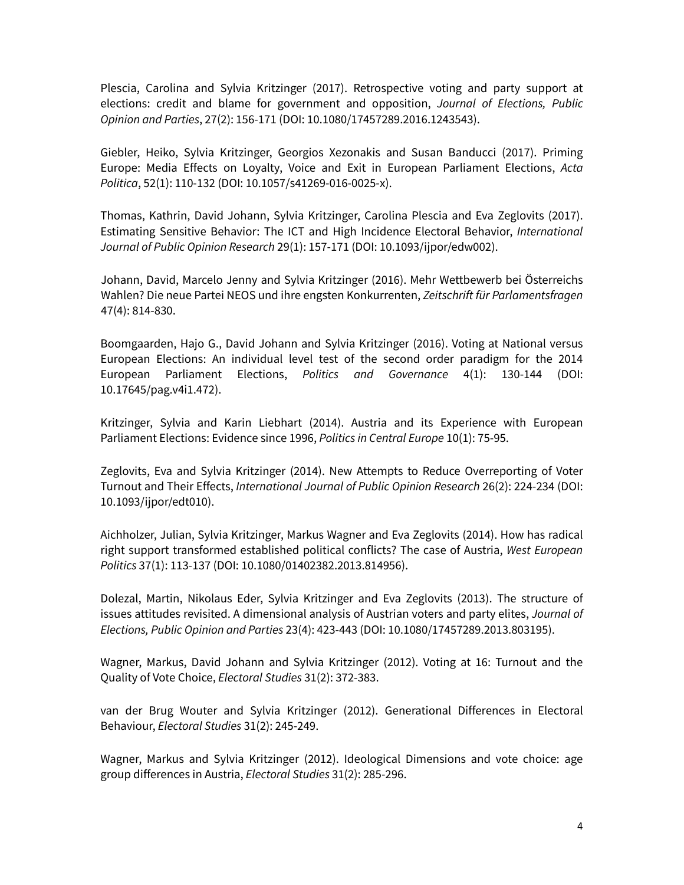Plescia, Carolina and Sylvia Kritzinger (2017). Retrospective voting and party support at elections: credit and blame for government and opposition, *Journal of Elections, Public Opinion and Parties*, 27(2): 156-171 (DOI: 10.1080/17457289.2016.1243543).

Giebler, Heiko, Sylvia Kritzinger, Georgios Xezonakis and Susan Banducci (2017). Priming Europe: Media Effects on Loyalty, Voice and Exit in European Parliament Elections, *Acta Politica*, 52(1): 110-132 (DOI: 10.1057/s41269-016-0025-x).

Thomas, Kathrin, David Johann, Sylvia Kritzinger, Carolina Plescia and Eva Zeglovits (2017). Estimating Sensitive Behavior: The ICT and High Incidence Electoral Behavior, *International Journal of Public Opinion Research* 29(1): 157-171 (DOI: 10.1093/ijpor/edw002).

Johann, David, Marcelo Jenny and Sylvia Kritzinger (2016). Mehr Wettbewerb bei Österreichs Wahlen? Die neue Partei NEOS und ihre engsten Konkurrenten, *Zeitschrift für Parlamentsfragen* 47(4): 814-830.

Boomgaarden, Hajo G., David Johann and Sylvia Kritzinger (2016). Voting at National versus European Elections: An individual level test of the second order paradigm for the 2014 European Parliament Elections, *Politics and Governance* 4(1): 130-144 (DOI: 10.17645/pag.v4i1.472).

Kritzinger, Sylvia and Karin Liebhart (2014). Austria and its Experience with European Parliament Elections: Evidence since 1996, *Politics in Central Europe* 10(1): 75-95.

Zeglovits, Eva and Sylvia Kritzinger (2014). New Attempts to Reduce Overreporting of Voter Turnout and Their Effects, *International Journal of Public Opinion Research* 26(2): 224-234 (DOI: 10.1093/ijpor/edt010).

Aichholzer, Julian, Sylvia Kritzinger, Markus Wagner and Eva Zeglovits (2014). How has radical right support transformed established political conflicts? The case of Austria, *West European Politics* 37(1): 113-137 (DOI: 10.1080/01402382.2013.814956).

Dolezal, Martin, Nikolaus Eder, Sylvia Kritzinger and Eva Zeglovits (2013). The structure of issues attitudes revisited. A dimensional analysis of Austrian voters and party elites, *Journal of Elections, Public Opinion and Parties* 23(4): 423-443 (DOI: 10.1080/17457289.2013.803195).

Wagner, Markus, David Johann and Sylvia Kritzinger (2012). Voting at 16: Turnout and the Quality of Vote Choice, *Electoral Studies* 31(2): 372-383.

van der Brug Wouter and Sylvia Kritzinger (2012). Generational Differences in Electoral Behaviour, *Electoral Studies* 31(2): 245-249.

Wagner, Markus and Sylvia Kritzinger (2012). Ideological Dimensions and vote choice: age group differences in Austria, *Electoral Studies* 31(2): 285-296.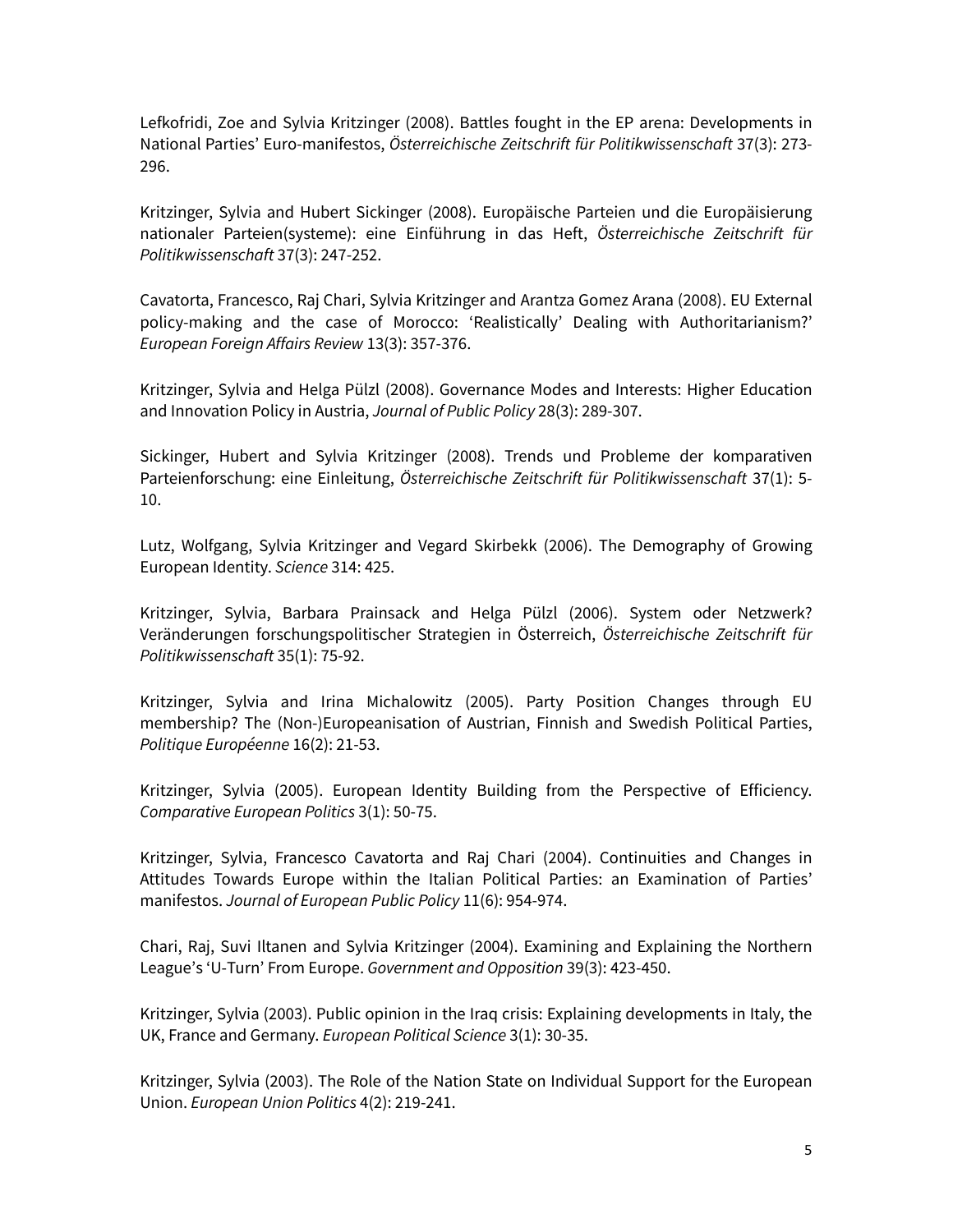Lefkofridi, Zoe and Sylvia Kritzinger (2008). Battles fought in the EP arena: Developments in National Parties' Euro-manifestos, *Österreichische Zeitschrift für Politikwissenschaft* 37(3): 273-296.

Kritzinger, Sylvia and Hubert Sickinger (2008). Europäische Parteien und die Europäisierung nationaler Parteien(systeme): eine Einführung in das Heft, *Österreichische Zeitschrift für Politikwissenschaft* 37(3): 247-252.

Cavatorta, Francesco, Raj Chari, Sylvia Kritzinger and Arantza Gomez Arana (2008). EU External policy-making and the case of Morocco: 'Realistically' Dealing with Authoritarianism?' *European Foreign Affairs Review* 13(3): 357-376.

Kritzinger, Sylvia and Helga Pülzl (2008). Governance Modes and Interests: Higher Education and Innovation Policy in Austria, *Journal of Public Policy* 28(3): 289-307.

Sickinger, Hubert and Sylvia Kritzinger (2008). Trends und Probleme der komparativen Parteienforschung: eine Einleitung, *Österreichische Zeitschrift für Politikwissenschaft* 37(1): 5-10.

Lutz, Wolfgang, Sylvia Kritzinger and Vegard Skirbekk (2006). The Demography of Growing European Identity. *Science* 314: 425.

Kritzinger, Sylvia, Barbara Prainsack and Helga Pülzl (2006). System oder Netzwerk? Veränderungen forschungspolitischer Strategien in Österreich, *Österreichische Zeitschrift für Politikwissenschaft* 35(1): 75-92.

Kritzinger, Sylvia and Irina Michalowitz (2005). Party Position Changes through EU membership? The (Non-)Europeanisation of Austrian, Finnish and Swedish Political Parties, *Politique Européenne* 16(2): 21-53.

Kritzinger, Sylvia (2005). European Identity Building from the Perspective of Efficiency. *Comparative European Politics* 3(1): 50-75.

Kritzinger, Sylvia, Francesco Cavatorta and Raj Chari (2004). Continuities and Changes in Attitudes Towards Europe within the Italian Political Parties: an Examination of Parties' manifestos. *Journal of European Public Policy* 11(6): 954-974.

Chari, Raj, Suvi Iltanen and Sylvia Kritzinger (2004). Examining and Explaining the Northern League's 'U-Turn' From Europe. *Government and Opposition* 39(3): 423-450.

Kritzinger, Sylvia (2003). Public opinion in the Iraq crisis: Explaining developments in Italy, the UK, France and Germany. *European Political Science* 3(1): 30-35.

Kritzinger, Sylvia (2003). The Role of the Nation State on Individual Support for the European Union. *European Union Politics* 4(2): 219-241.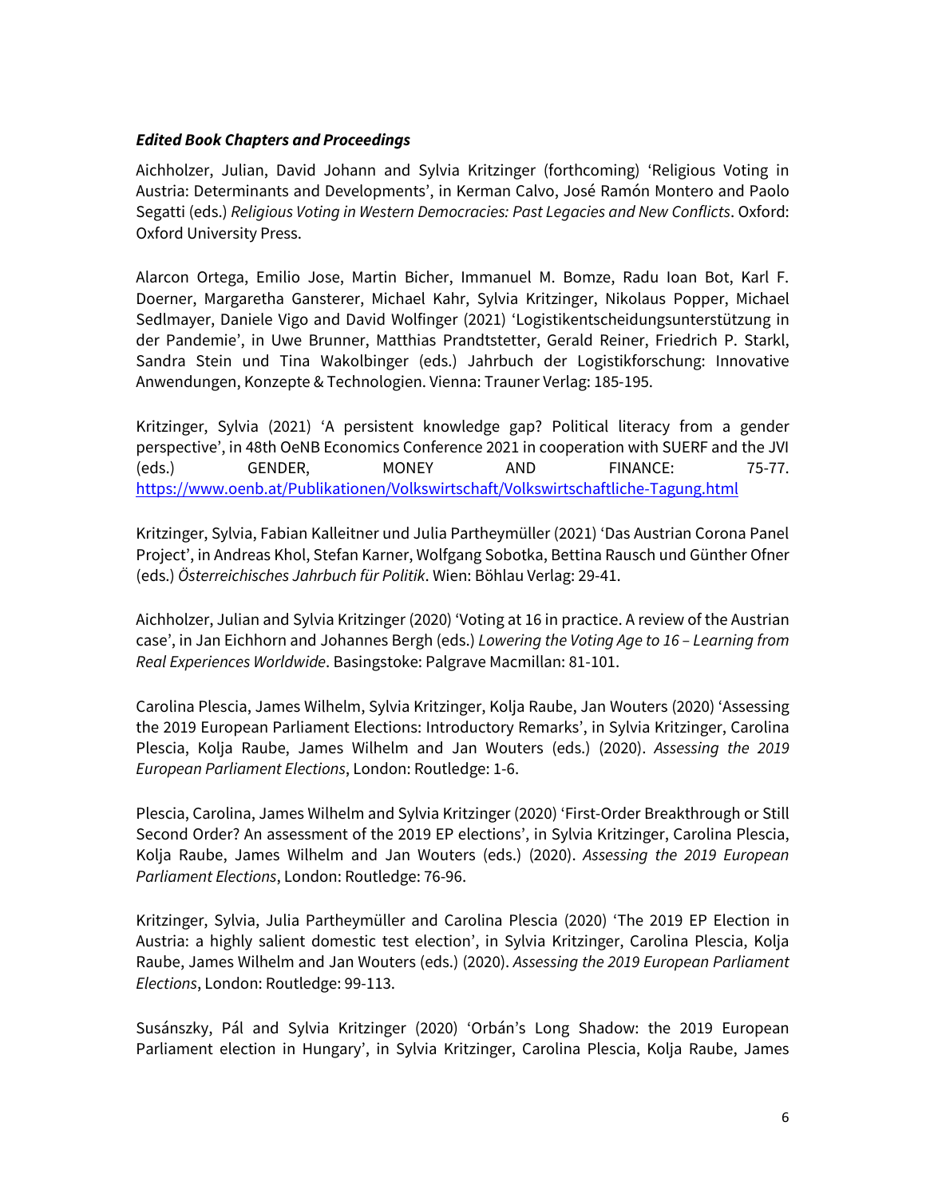***Edited Book Chapters and Proceedings***

Aichholzer, Julian, David Johann and Sylvia Kritzinger (forthcoming) 'Religious Voting in Austria: Determinants and Developments', in Kerman Calvo, José Ramón Montero and Paolo Segatti (eds.) *Religious Voting in Western Democracies: Past Legacies and New Conflicts*. Oxford: Oxford University Press.

Alarcon Ortega, Emilio Jose, Martin Bicher, Immanuel M. Bomze, Radu Ioan Bot, Karl F. Doerner, Margaretha Gansterer, Michael Kahr, Sylvia Kritzinger, Nikolaus Popper, Michael Sedlmayer, Daniele Vigo and David Wolfinger (2021) 'Logistikentscheidungsunterstützung in der Pandemie', in Uwe Brunner, Matthias Prandtstetter, Gerald Reiner, Friedrich P. Starkl, Sandra Stein und Tina Wakolbinger (eds.) Jahrbuch der Logistikforschung: Innovative Anwendungen, Konzepte & Technologien. Vienna: Trauner Verlag: 185-195.

Kritzinger, Sylvia (2021) 'A persistent knowledge gap? Political literacy from a gender perspective', in 48th OeNB Economics Conference 2021 in cooperation with SUERF and the JVI (eds.) GENDER, MONEY AND FINANCE: 75-77. https://www.oenb.at/Publikationen/Volkswirtschaft/Volkswirtschaftliche-Tagung.html

Kritzinger, Sylvia, Fabian Kalleitner und Julia Partheymüller (2021) 'Das Austrian Corona Panel Project', in Andreas Khol, Stefan Karner, Wolfgang Sobotka, Bettina Rausch und Günther Ofner (eds.) *Österreichisches Jahrbuch für Politik*. Wien: Böhlau Verlag: 29-41.

Aichholzer, Julian and Sylvia Kritzinger (2020) 'Voting at 16 in practice. A review of the Austrian case', in Jan Eichhorn and Johannes Bergh (eds.) *Lowering the Voting Age to 16 – Learning from Real Experiences Worldwide*. Basingstoke: Palgrave Macmillan: 81-101.

Carolina Plescia, James Wilhelm, Sylvia Kritzinger, Kolja Raube, Jan Wouters (2020) 'Assessing the 2019 European Parliament Elections: Introductory Remarks', in Sylvia Kritzinger, Carolina Plescia, Kolja Raube, James Wilhelm and Jan Wouters (eds.) (2020). *Assessing the 2019 European Parliament Elections*, London: Routledge: 1-6.

Plescia, Carolina, James Wilhelm and Sylvia Kritzinger (2020) 'First-Order Breakthrough or Still Second Order? An assessment of the 2019 EP elections', in Sylvia Kritzinger, Carolina Plescia, Kolja Raube, James Wilhelm and Jan Wouters (eds.) (2020). *Assessing the 2019 European Parliament Elections*, London: Routledge: 76-96.

Kritzinger, Sylvia, Julia Partheymüller and Carolina Plescia (2020) 'The 2019 EP Election in Austria: a highly salient domestic test election', in Sylvia Kritzinger, Carolina Plescia, Kolja Raube, James Wilhelm and Jan Wouters (eds.) (2020). *Assessing the 2019 European Parliament Elections*, London: Routledge: 99-113.

Susánszky, Pál and Sylvia Kritzinger (2020) 'Orbán's Long Shadow: the 2019 European Parliament election in Hungary', in Sylvia Kritzinger, Carolina Plescia, Kolja Raube, James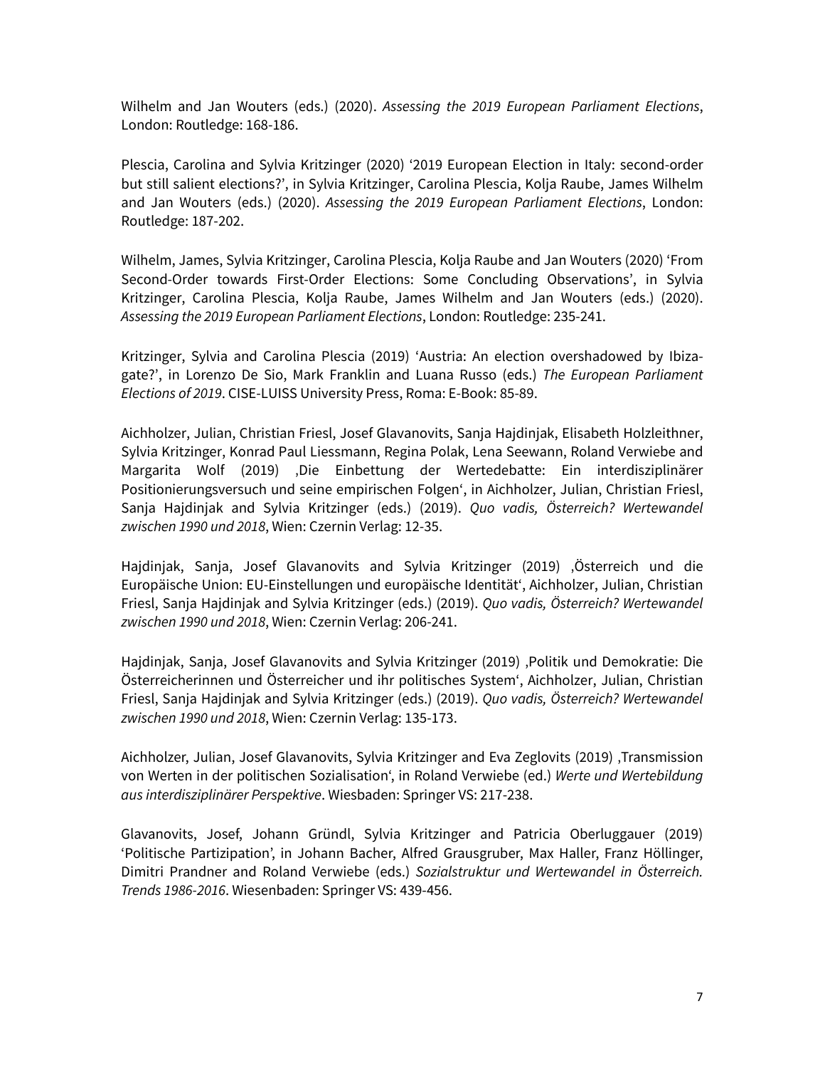Wilhelm and Jan Wouters (eds.) (2020). *Assessing the 2019 European Parliament Elections*, London: Routledge: 168-186.

Plescia, Carolina and Sylvia Kritzinger (2020) '2019 European Election in Italy: second-order but still salient elections?', in Sylvia Kritzinger, Carolina Plescia, Kolja Raube, James Wilhelm and Jan Wouters (eds.) (2020). *Assessing the 2019 European Parliament Elections*, London: Routledge: 187-202.

Wilhelm, James, Sylvia Kritzinger, Carolina Plescia, Kolja Raube and Jan Wouters (2020) 'From Second-Order towards First-Order Elections: Some Concluding Observations', in Sylvia Kritzinger, Carolina Plescia, Kolja Raube, James Wilhelm and Jan Wouters (eds.) (2020). *Assessing the 2019 European Parliament Elections*, London: Routledge: 235-241.

Kritzinger, Sylvia and Carolina Plescia (2019) 'Austria: An election overshadowed by Ibiza-gate?', in Lorenzo De Sio, Mark Franklin and Luana Russo (eds.) *The European Parliament Elections of 2019*. CISE-LUISS University Press, Roma: E-Book: 85-89.

Aichholzer, Julian, Christian Friesl, Josef Glavanovits, Sanja Hajdinjak, Elisabeth Holzleithner, Sylvia Kritzinger, Konrad Paul Liessmann, Regina Polak, Lena Seewann, Roland Verwiebe and Margarita Wolf (2019) ‚Die Einbettung der Wertedebatte: Ein interdisziplinärer Positionierungsversuch und seine empirischen Folgen', in Aichholzer, Julian, Christian Friesl, Sanja Hajdinjak and Sylvia Kritzinger (eds.) (2019). *Quo vadis, Österreich? Wertewandel zwischen 1990 und 2018*, Wien: Czernin Verlag: 12-35.

Hajdinjak, Sanja, Josef Glavanovits and Sylvia Kritzinger (2019) ‚Österreich und die Europäische Union: EU-Einstellungen und europäische Identität', Aichholzer, Julian, Christian Friesl, Sanja Hajdinjak and Sylvia Kritzinger (eds.) (2019). *Quo vadis, Österreich? Wertewandel zwischen 1990 und 2018*, Wien: Czernin Verlag: 206-241.

Hajdinjak, Sanja, Josef Glavanovits and Sylvia Kritzinger (2019) ‚Politik und Demokratie: Die Österreicherinnen und Österreicher und ihr politisches System', Aichholzer, Julian, Christian Friesl, Sanja Hajdinjak and Sylvia Kritzinger (eds.) (2019). *Quo vadis, Österreich? Wertewandel zwischen 1990 und 2018*, Wien: Czernin Verlag: 135-173.

Aichholzer, Julian, Josef Glavanovits, Sylvia Kritzinger and Eva Zeglovits (2019) ‚Transmission von Werten in der politischen Sozialisation', in Roland Verwiebe (ed.) *Werte und Wertebildung aus interdisziplinärer Perspektive*. Wiesbaden: Springer VS: 217-238.

Glavanovits, Josef, Johann Gründl, Sylvia Kritzinger and Patricia Oberluggauer (2019) 'Politische Partizipation', in Johann Bacher, Alfred Grausgruber, Max Haller, Franz Höllinger, Dimitri Prandner and Roland Verwiebe (eds.) *Sozialstruktur und Wertewandel in Österreich. Trends 1986-2016*. Wiesenbaden: Springer VS: 439-456.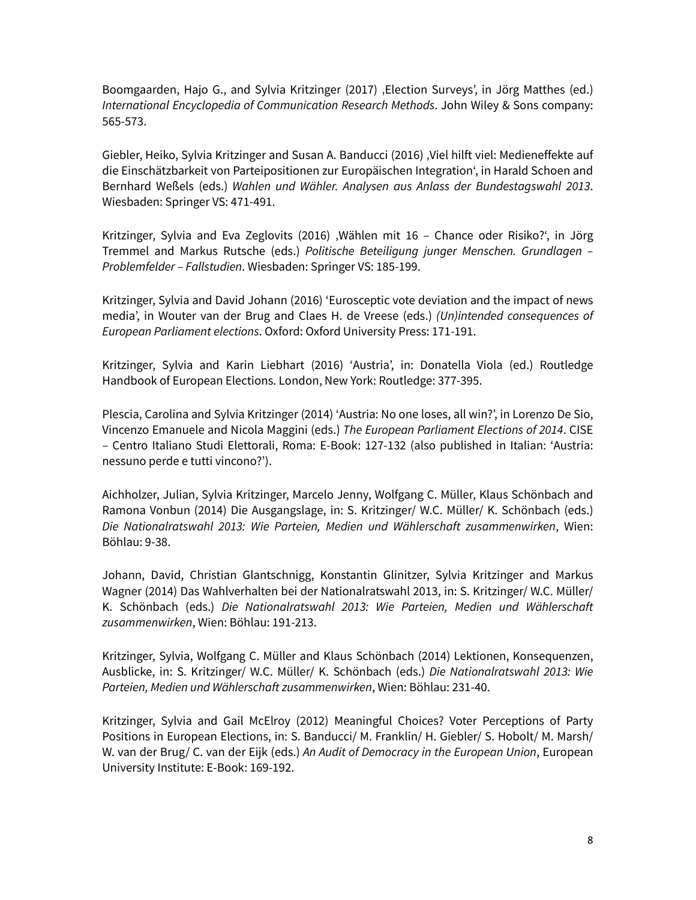Boomgaarden, Hajo G., and Sylvia Kritzinger (2017) ‚Election Surveys', in Jörg Matthes (ed.) *International Encyclopedia of Communication Research Methods*. John Wiley & Sons company: 565-573.

Giebler, Heiko, Sylvia Kritzinger and Susan A. Banducci (2016) ‚Viel hilft viel: Medieneffekte auf die Einschätzbarkeit von Parteipositionen zur Europäischen Integration', in Harald Schoen and Bernhard Weßels (eds.) *Wahlen und Wähler. Analysen aus Anlass der Bundestagswahl 2013*. Wiesbaden: Springer VS: 471-491.

Kritzinger, Sylvia and Eva Zeglovits (2016) ‚Wählen mit 16 – Chance oder Risiko?', in Jörg Tremmel and Markus Rutsche (eds.) *Politische Beteiligung junger Menschen. Grundlagen – Problemfelder – Fallstudien*. Wiesbaden: Springer VS: 185-199.

Kritzinger, Sylvia and David Johann (2016) 'Eurosceptic vote deviation and the impact of news media', in Wouter van der Brug and Claes H. de Vreese (eds.) *(Un)intended consequences of European Parliament elections*. Oxford: Oxford University Press: 171-191.

Kritzinger, Sylvia and Karin Liebhart (2016) 'Austria', in: Donatella Viola (ed.) Routledge Handbook of European Elections. London, New York: Routledge: 377-395.

Plescia, Carolina and Sylvia Kritzinger (2014) 'Austria: No one loses, all win?', in Lorenzo De Sio, Vincenzo Emanuele and Nicola Maggini (eds.) *The European Parliament Elections of 2014*. CISE – Centro Italiano Studi Elettorali, Roma: E-Book: 127-132 (also published in Italian: 'Austria: nessuno perde e tutti vincono?').

Aichholzer, Julian, Sylvia Kritzinger, Marcelo Jenny, Wolfgang C. Müller, Klaus Schönbach and Ramona Vonbun (2014) Die Ausgangslage, in: S. Kritzinger/ W.C. Müller/ K. Schönbach (eds.) *Die Nationalratswahl 2013: Wie Parteien, Medien und Wählerschaft zusammenwirken*, Wien: Böhlau: 9-38.

Johann, David, Christian Glantschnigg, Konstantin Glinitzer, Sylvia Kritzinger and Markus Wagner (2014) Das Wahlverhalten bei der Nationalratswahl 2013, in: S. Kritzinger/ W.C. Müller/ K. Schönbach (eds.) *Die Nationalratswahl 2013: Wie Parteien, Medien und Wählerschaft zusammenwirken*, Wien: Böhlau: 191-213.

Kritzinger, Sylvia, Wolfgang C. Müller and Klaus Schönbach (2014) Lektionen, Konsequenzen, Ausblicke, in: S. Kritzinger/ W.C. Müller/ K. Schönbach (eds.) *Die Nationalratswahl 2013: Wie Parteien, Medien und Wählerschaft zusammenwirken*, Wien: Böhlau: 231-40.

Kritzinger, Sylvia and Gail McElroy (2012) Meaningful Choices? Voter Perceptions of Party Positions in European Elections, in: S. Banducci/ M. Franklin/ H. Giebler/ S. Hobolt/ M. Marsh/ W. van der Brug/ C. van der Eijk (eds.) *An Audit of Democracy in the European Union*, European University Institute: E-Book: 169-192.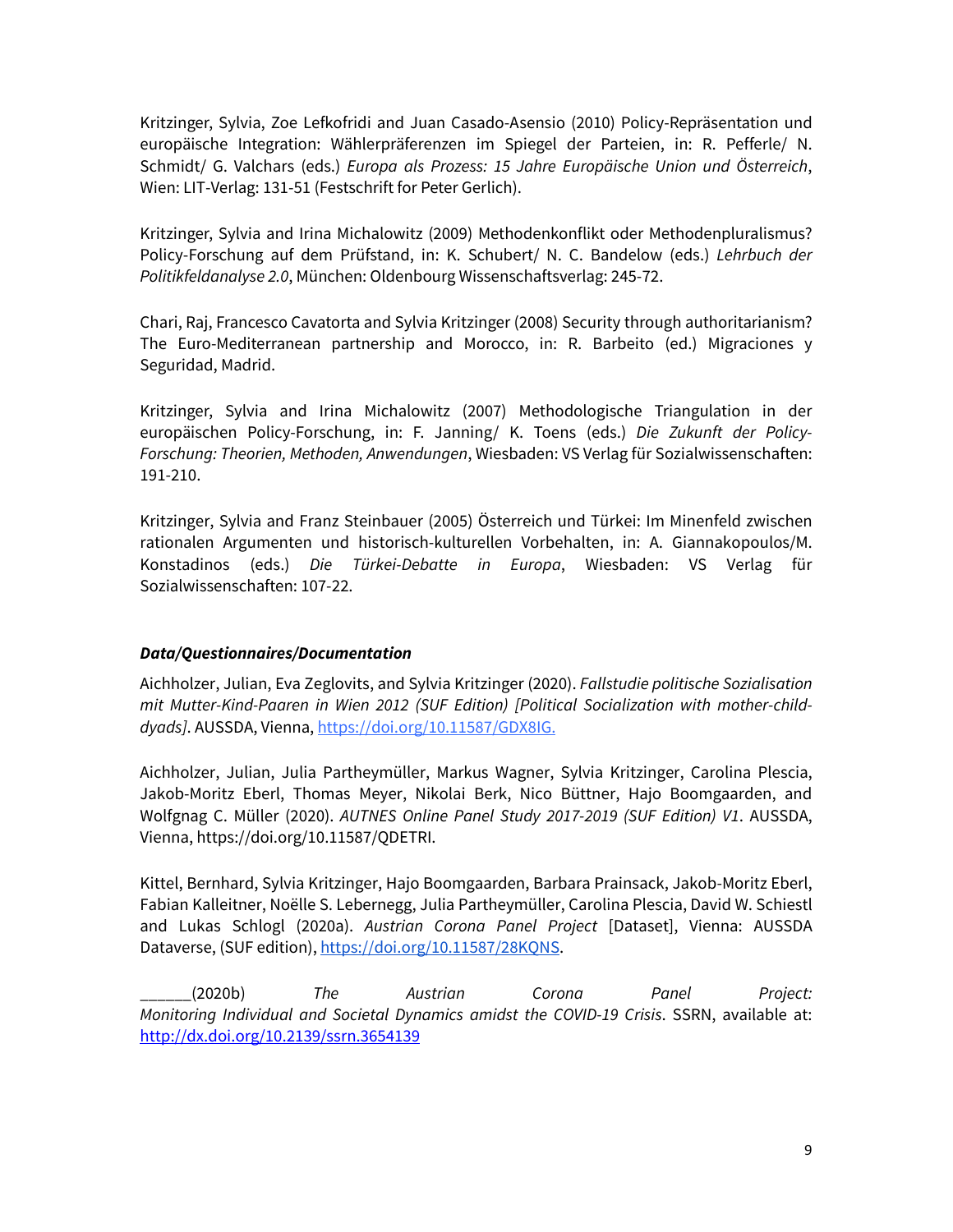Kritzinger, Sylvia, Zoe Lefkofridi and Juan Casado-Asensio (2010) Policy-Repräsentation und europäische Integration: Wählerpräferenzen im Spiegel der Parteien, in: R. Pefferle/ N. Schmidt/ G. Valchars (eds.) *Europa als Prozess: 15 Jahre Europäische Union und Österreich*, Wien: LIT-Verlag: 131-51 (Festschrift for Peter Gerlich).

Kritzinger, Sylvia and Irina Michalowitz (2009) Methodenkonflikt oder Methodenpluralismus? Policy-Forschung auf dem Prüfstand, in: K. Schubert/ N. C. Bandelow (eds.) *Lehrbuch der Politikfeldanalyse 2.0*, München: Oldenbourg Wissenschaftsverlag: 245-72.

Chari, Raj, Francesco Cavatorta and Sylvia Kritzinger (2008) Security through authoritarianism? The Euro-Mediterranean partnership and Morocco, in: R. Barbeito (ed.) Migraciones y Seguridad, Madrid.

Kritzinger, Sylvia and Irina Michalowitz (2007) Methodologische Triangulation in der europäischen Policy-Forschung, in: F. Janning/ K. Toens (eds.) *Die Zukunft der Policy-Forschung: Theorien, Methoden, Anwendungen*, Wiesbaden: VS Verlag für Sozialwissenschaften: 191-210.

Kritzinger, Sylvia and Franz Steinbauer (2005) Österreich und Türkei: Im Minenfeld zwischen rationalen Argumenten und historisch-kulturellen Vorbehalten, in: A. Giannakopoulos/M. Konstadinos (eds.) *Die Türkei-Debatte in Europa*, Wiesbaden: VS Verlag für Sozialwissenschaften: 107-22.

### ***Data/Questionnaires/Documentation***

Aichholzer, Julian, Eva Zeglovits, and Sylvia Kritzinger (2020). *Fallstudie politische Sozialisation mit Mutter-Kind-Paaren in Wien 2012 (SUF Edition) [Political Socialization with mother-child-dyads]*. AUSSDA, Vienna, https://doi.org/10.11587/GDX8IG.

Aichholzer, Julian, Julia Partheymüller, Markus Wagner, Sylvia Kritzinger, Carolina Plescia, Jakob-Moritz Eberl, Thomas Meyer, Nikolai Berk, Nico Büttner, Hajo Boomgaarden, and Wolfgnag C. Müller (2020). *AUTNES Online Panel Study 2017-2019 (SUF Edition) V1*. AUSSDA, Vienna, https://doi.org/10.11587/QDETRI.

Kittel, Bernhard, Sylvia Kritzinger, Hajo Boomgaarden, Barbara Prainsack, Jakob-Moritz Eberl, Fabian Kalleitner, Noëlle S. Lebernegg, Julia Partheymüller, Carolina Plescia, David W. Schiestl and Lukas Schlogl (2020a). *Austrian Corona Panel Project* [Dataset], Vienna: AUSSDA Dataverse, (SUF edition), https://doi.org/10.11587/28KQNS.

______(2020b) *The Austrian Corona Panel Project: Monitoring Individual and Societal Dynamics amidst the COVID-19 Crisis*. SSRN, available at: http://dx.doi.org/10.2139/ssrn.3654139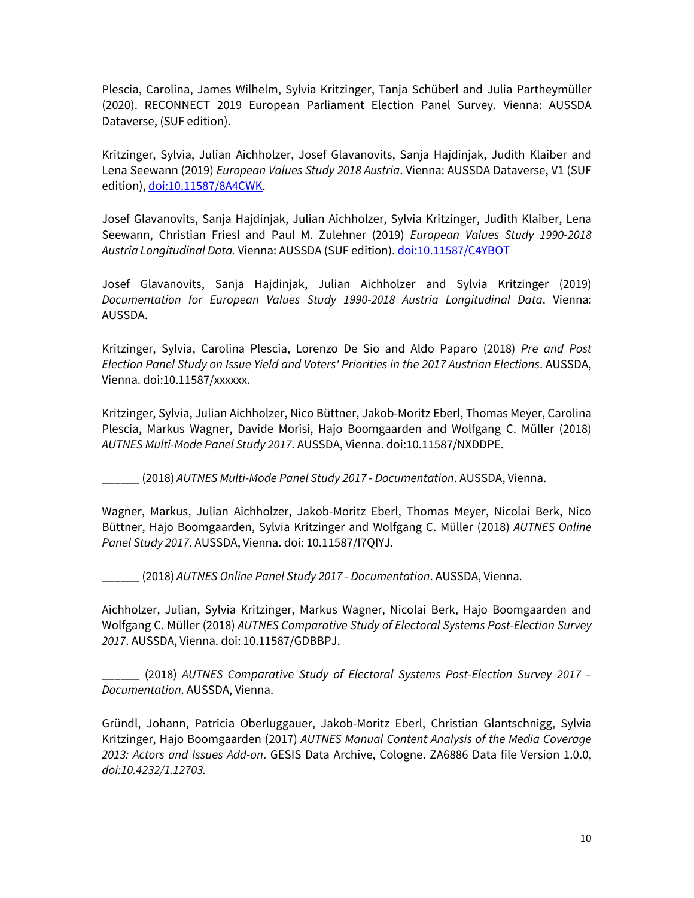Plescia, Carolina, James Wilhelm, Sylvia Kritzinger, Tanja Schüberl and Julia Partheymüller (2020). RECONNECT 2019 European Parliament Election Panel Survey. Vienna: AUSSDA Dataverse, (SUF edition).

Kritzinger, Sylvia, Julian Aichholzer, Josef Glavanovits, Sanja Hajdinjak, Judith Klaiber and Lena Seewann (2019) *European Values Study 2018 Austria*. Vienna: AUSSDA Dataverse, V1 (SUF edition), doi:10.11587/8A4CWK.

Josef Glavanovits, Sanja Hajdinjak, Julian Aichholzer, Sylvia Kritzinger, Judith Klaiber, Lena Seewann, Christian Friesl and Paul M. Zulehner (2019) *European Values Study 1990-2018 Austria Longitudinal Data.* Vienna: AUSSDA (SUF edition). doi:10.11587/C4YBOT

Josef Glavanovits, Sanja Hajdinjak, Julian Aichholzer and Sylvia Kritzinger (2019) *Documentation for European Values Study 1990-2018 Austria Longitudinal Data*. Vienna: AUSSDA.

Kritzinger, Sylvia, Carolina Plescia, Lorenzo De Sio and Aldo Paparo (2018) *Pre and Post Election Panel Study on Issue Yield and Voters' Priorities in the 2017 Austrian Elections*. AUSSDA, Vienna. doi:10.11587/xxxxxx.

Kritzinger, Sylvia, Julian Aichholzer, Nico Büttner, Jakob-Moritz Eberl, Thomas Meyer, Carolina Plescia, Markus Wagner, Davide Morisi, Hajo Boomgaarden and Wolfgang C. Müller (2018) *AUTNES Multi-Mode Panel Study 2017*. AUSSDA, Vienna. doi:10.11587/NXDDPE.

______ (2018) *AUTNES Multi-Mode Panel Study 2017 - Documentation*. AUSSDA, Vienna.

Wagner, Markus, Julian Aichholzer, Jakob-Moritz Eberl, Thomas Meyer, Nicolai Berk, Nico Büttner, Hajo Boomgaarden, Sylvia Kritzinger and Wolfgang C. Müller (2018) *AUTNES Online Panel Study 2017*. AUSSDA, Vienna. doi: 10.11587/I7QIYJ.

______ (2018) *AUTNES Online Panel Study 2017 - Documentation*. AUSSDA, Vienna.

Aichholzer, Julian, Sylvia Kritzinger, Markus Wagner, Nicolai Berk, Hajo Boomgaarden and Wolfgang C. Müller (2018) *AUTNES Comparative Study of Electoral Systems Post-Election Survey 2017*. AUSSDA, Vienna. doi: 10.11587/GDBBPJ.

______ (2018) *AUTNES Comparative Study of Electoral Systems Post-Election Survey 2017 – Documentation*. AUSSDA, Vienna.

Gründl, Johann, Patricia Oberluggauer, Jakob-Moritz Eberl, Christian Glantschnigg, Sylvia Kritzinger, Hajo Boomgaarden (2017) *AUTNES Manual Content Analysis of the Media Coverage 2013: Actors and Issues Add-on*. GESIS Data Archive, Cologne. ZA6886 Data file Version 1.0.0, *doi:10.4232/1.12703.*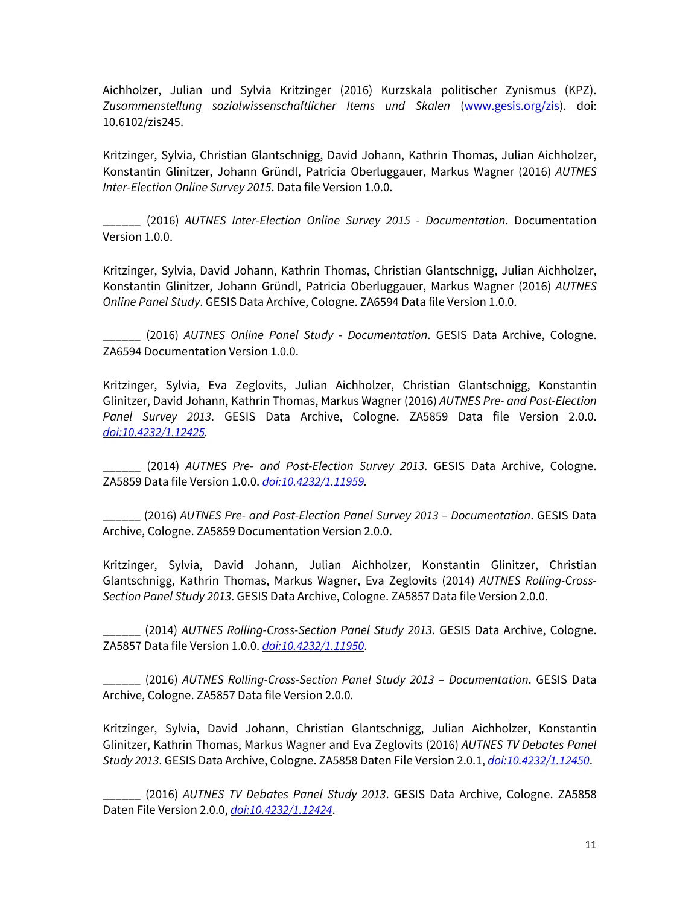Aichholzer, Julian und Sylvia Kritzinger (2016) Kurzskala politischer Zynismus (KPZ). *Zusammenstellung sozialwissenschaftlicher Items und Skalen* ([www.gesis.org/zis](www.gesis.org/zis)). doi: 10.6102/zis245.

Kritzinger, Sylvia, Christian Glantschnigg, David Johann, Kathrin Thomas, Julian Aichholzer, Konstantin Glinitzer, Johann Gründl, Patricia Oberluggauer, Markus Wagner (2016) *AUTNES Inter-Election Online Survey 2015*. Data file Version 1.0.0.

______ (2016) *AUTNES Inter-Election Online Survey 2015 - Documentation*. Documentation Version 1.0.0.

Kritzinger, Sylvia, David Johann, Kathrin Thomas, Christian Glantschnigg, Julian Aichholzer, Konstantin Glinitzer, Johann Gründl, Patricia Oberluggauer, Markus Wagner (2016) *AUTNES Online Panel Study*. GESIS Data Archive, Cologne. ZA6594 Data file Version 1.0.0.

______ (2016) *AUTNES Online Panel Study - Documentation*. GESIS Data Archive, Cologne. ZA6594 Documentation Version 1.0.0.

Kritzinger, Sylvia, Eva Zeglovits, Julian Aichholzer, Christian Glantschnigg, Konstantin Glinitzer, David Johann, Kathrin Thomas, Markus Wagner (2016) *AUTNES Pre- and Post-Election Panel Survey 2013*. GESIS Data Archive, Cologne. ZA5859 Data file Version 2.0.0. *doi:10.4232/1.12425.*

______ (2014) *AUTNES Pre- and Post-Election Survey 2013*. GESIS Data Archive, Cologne. ZA5859 Data file Version 1.0.0. *doi:10.4232/1.11959.*

______ (2016) *AUTNES Pre- and Post-Election Panel Survey 2013 – Documentation*. GESIS Data Archive, Cologne. ZA5859 Documentation Version 2.0.0.

Kritzinger, Sylvia, David Johann, Julian Aichholzer, Konstantin Glinitzer, Christian Glantschnigg, Kathrin Thomas, Markus Wagner, Eva Zeglovits (2014) *AUTNES Rolling-Cross-Section Panel Study 2013*. GESIS Data Archive, Cologne. ZA5857 Data file Version 2.0.0.

______ (2014) *AUTNES Rolling-Cross-Section Panel Study 2013*. GESIS Data Archive, Cologne. ZA5857 Data file Version 1.0.0. *doi:10.4232/1.11950*.

______ (2016) *AUTNES Rolling-Cross-Section Panel Study 2013 – Documentation*. GESIS Data Archive, Cologne. ZA5857 Data file Version 2.0.0.

Kritzinger, Sylvia, David Johann, Christian Glantschnigg, Julian Aichholzer, Konstantin Glinitzer, Kathrin Thomas, Markus Wagner and Eva Zeglovits (2016) *AUTNES TV Debates Panel Study 2013*. GESIS Data Archive, Cologne. ZA5858 Daten File Version 2.0.1, *doi:10.4232/1.12450*.

______ (2016) *AUTNES TV Debates Panel Study 2013*. GESIS Data Archive, Cologne. ZA5858 Daten File Version 2.0.0, *doi:10.4232/1.12424*.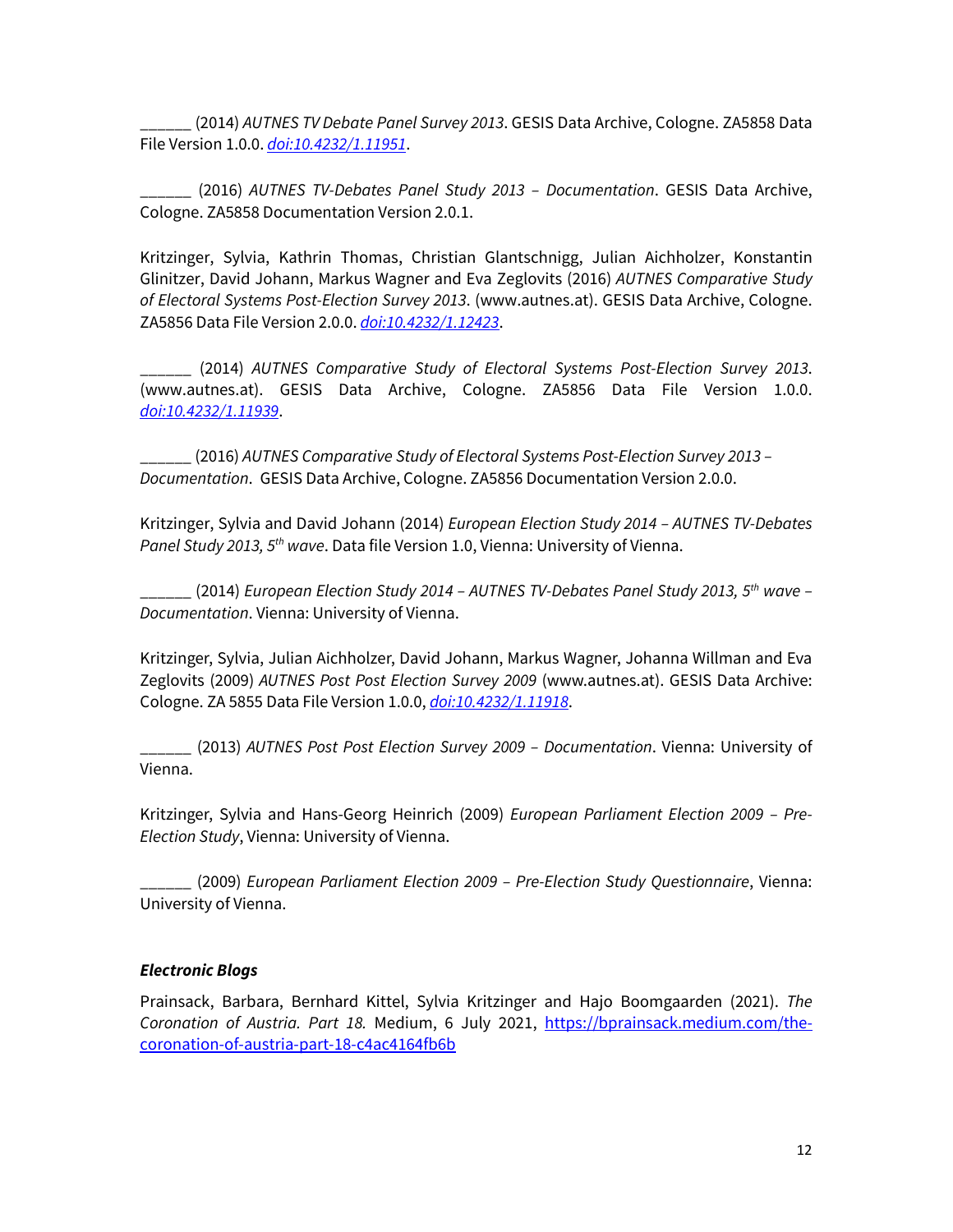______ (2014) *AUTNES TV Debate Panel Survey 2013*. GESIS Data Archive, Cologne. ZA5858 Data File Version 1.0.0. [*doi:10.4232/1.11951*](doi:10.4232/1.11951).

______ (2016) *AUTNES TV-Debates Panel Study 2013 – Documentation*. GESIS Data Archive, Cologne. ZA5858 Documentation Version 2.0.1.

Kritzinger, Sylvia, Kathrin Thomas, Christian Glantschnigg, Julian Aichholzer, Konstantin Glinitzer, David Johann, Markus Wagner and Eva Zeglovits (2016) *AUTNES Comparative Study of Electoral Systems Post-Election Survey 2013*. (www.autnes.at). GESIS Data Archive, Cologne. ZA5856 Data File Version 2.0.0. [*doi:10.4232/1.12423*](doi:10.4232/1.12423).

______ (2014) *AUTNES Comparative Study of Electoral Systems Post-Election Survey 2013*. (www.autnes.at). GESIS Data Archive, Cologne. ZA5856 Data File Version 1.0.0. [*doi:10.4232/1.11939*](doi:10.4232/1.11939).

______ (2016) *AUTNES Comparative Study of Electoral Systems Post-Election Survey 2013 – Documentation*. GESIS Data Archive, Cologne. ZA5856 Documentation Version 2.0.0.

Kritzinger, Sylvia and David Johann (2014) *European Election Study 2014 – AUTNES TV-Debates Panel Study 2013, 5$^{th}$ wave*. Data file Version 1.0, Vienna: University of Vienna.

______ (2014) *European Election Study 2014 – AUTNES TV-Debates Panel Study 2013, 5$^{th}$ wave – Documentation*. Vienna: University of Vienna.

Kritzinger, Sylvia, Julian Aichholzer, David Johann, Markus Wagner, Johanna Willman and Eva Zeglovits (2009) *AUTNES Post Post Election Survey 2009* (www.autnes.at). GESIS Data Archive: Cologne. ZA 5855 Data File Version 1.0.0, [*doi:10.4232/1.11918*](doi:10.4232/1.11918).

______ (2013) *AUTNES Post Post Election Survey 2009 – Documentation*. Vienna: University of Vienna.

Kritzinger, Sylvia and Hans-Georg Heinrich (2009) *European Parliament Election 2009 – Pre-Election Study*, Vienna: University of Vienna.

______ (2009) *European Parliament Election 2009 – Pre-Election Study Questionnaire*, Vienna: University of Vienna.

### ***Electronic Blogs***

Prainsack, Barbara, Bernhard Kittel, Sylvia Kritzinger and Hajo Boomgaarden (2021). *The Coronation of Austria. Part 18.* Medium, 6 July 2021, [https://bprainsack.medium.com/the-coronation-of-austria-part-18-c4ac4164fb6b](https://bprainsack.medium.com/the-coronation-of-austria-part-18-c4ac4164fb6b)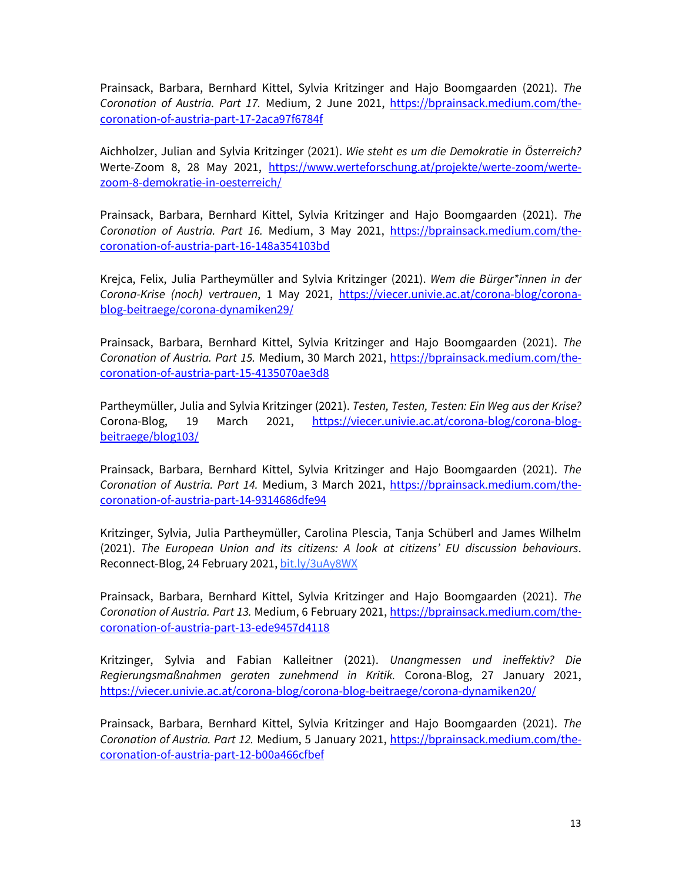Prainsack, Barbara, Bernhard Kittel, Sylvia Kritzinger and Hajo Boomgaarden (2021). *The Coronation of Austria. Part 17.* Medium, 2 June 2021, [https://bprainsack.medium.com/the-coronation-of-austria-part-17-2aca97f6784f](https://bprainsack.medium.com/the-coronation-of-austria-part-17-2aca97f6784f)

Aichholzer, Julian and Sylvia Kritzinger (2021). *Wie steht es um die Demokratie in Österreich?* Werte-Zoom 8, 28 May 2021, [https://www.werteforschung.at/projekte/werte-zoom/werte-zoom-8-demokratie-in-oesterreich/](https://www.werteforschung.at/projekte/werte-zoom/werte-zoom-8-demokratie-in-oesterreich/)

Prainsack, Barbara, Bernhard Kittel, Sylvia Kritzinger and Hajo Boomgaarden (2021). *The Coronation of Austria. Part 16.* Medium, 3 May 2021, [https://bprainsack.medium.com/the-coronation-of-austria-part-16-148a354103bd](https://bprainsack.medium.com/the-coronation-of-austria-part-16-148a354103bd)

Krejca, Felix, Julia Partheymüller and Sylvia Kritzinger (2021). *Wem die Bürger*innen in der Corona-Krise (noch) vertrauen*, 1 May 2021, [https://viecer.univie.ac.at/corona-blog/corona-blog-beitraege/corona-dynamiken29/](https://viecer.univie.ac.at/corona-blog/corona-blog-beitraege/corona-dynamiken29/)

Prainsack, Barbara, Bernhard Kittel, Sylvia Kritzinger and Hajo Boomgaarden (2021). *The Coronation of Austria. Part 15.* Medium, 30 March 2021, [https://bprainsack.medium.com/the-coronation-of-austria-part-15-4135070ae3d8](https://bprainsack.medium.com/the-coronation-of-austria-part-15-4135070ae3d8)

Partheymüller, Julia and Sylvia Kritzinger (2021). *Testen, Testen, Testen: Ein Weg aus der Krise?* Corona-Blog, 19 March 2021, [https://viecer.univie.ac.at/corona-blog/corona-blog-beitraege/blog103/](https://viecer.univie.ac.at/corona-blog/corona-blog-beitraege/blog103/)

Prainsack, Barbara, Bernhard Kittel, Sylvia Kritzinger and Hajo Boomgaarden (2021). *The Coronation of Austria. Part 14.* Medium, 3 March 2021, [https://bprainsack.medium.com/the-coronation-of-austria-part-14-9314686dfe94](https://bprainsack.medium.com/the-coronation-of-austria-part-14-9314686dfe94)

Kritzinger, Sylvia, Julia Partheymüller, Carolina Plescia, Tanja Schüberl and James Wilhelm (2021). *The European Union and its citizens: A look at citizens' EU discussion behaviours*. Reconnect-Blog, 24 February 2021, [bit.ly/3uAy8WX](bit.ly/3uAy8WX)

Prainsack, Barbara, Bernhard Kittel, Sylvia Kritzinger and Hajo Boomgaarden (2021). *The Coronation of Austria. Part 13.* Medium, 6 February 2021, [https://bprainsack.medium.com/the-coronation-of-austria-part-13-ede9457d4118](https://bprainsack.medium.com/the-coronation-of-austria-part-13-ede9457d4118)

Kritzinger, Sylvia and Fabian Kalleitner (2021). *Unangmessen und ineffektiv? Die Regierungsmaßnahmen geraten zunehmend in Kritik.* Corona-Blog, 27 January 2021, [https://viecer.univie.ac.at/corona-blog/corona-blog-beitraege/corona-dynamiken20/](https://viecer.univie.ac.at/corona-blog/corona-blog-beitraege/corona-dynamiken20/)

Prainsack, Barbara, Bernhard Kittel, Sylvia Kritzinger and Hajo Boomgaarden (2021). *The Coronation of Austria. Part 12.* Medium, 5 January 2021, [https://bprainsack.medium.com/the-coronation-of-austria-part-12-b00a466cfbef](https://bprainsack.medium.com/the-coronation-of-austria-part-12-b00a466cfbef)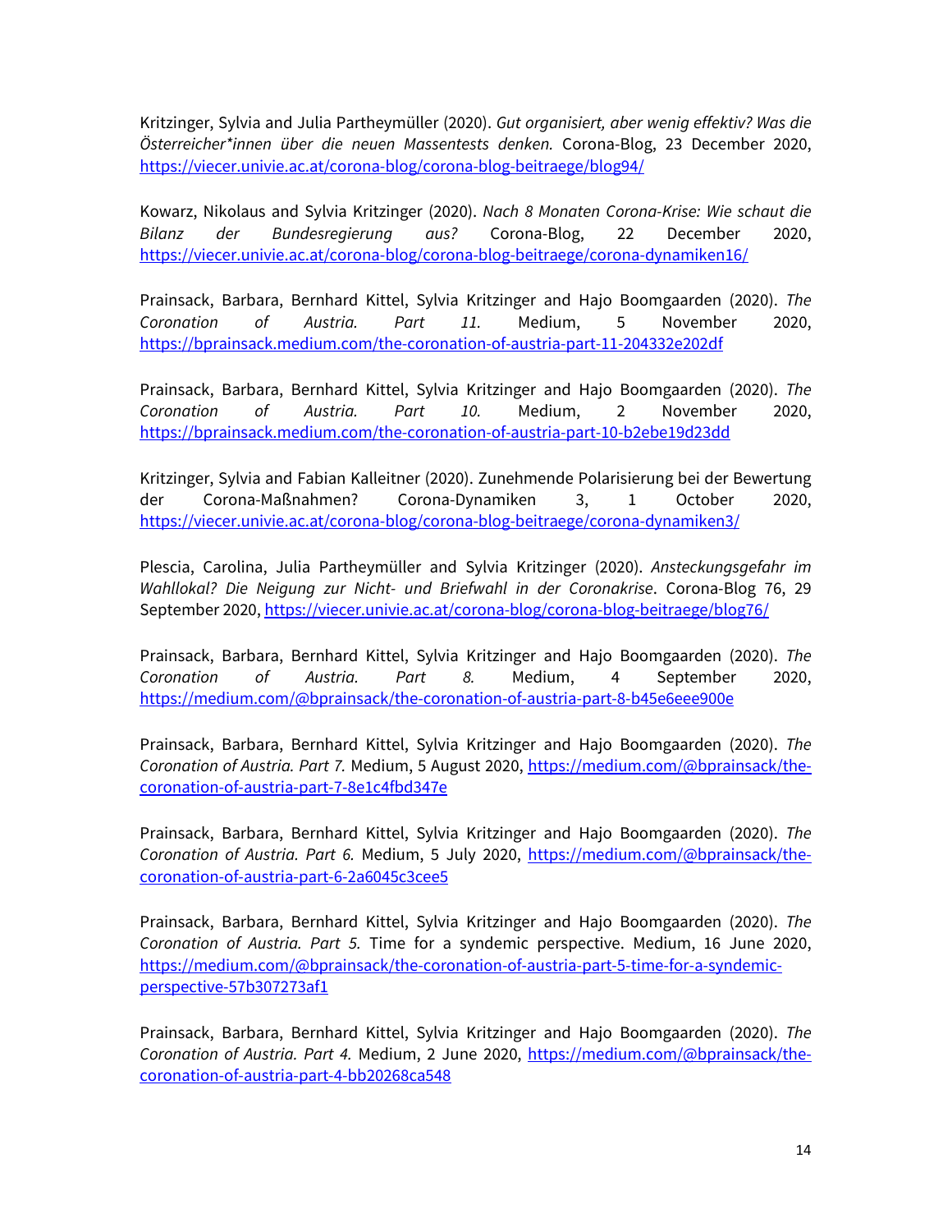Kritzinger, Sylvia and Julia Partheymüller (2020). *Gut organisiert, aber wenig effektiv? Was die Österreicher\*innen über die neuen Massentests denken.* Corona-Blog, 23 December 2020, https://viecer.univie.ac.at/corona-blog/corona-blog-beitraege/blog94/

Kowarz, Nikolaus and Sylvia Kritzinger (2020). *Nach 8 Monaten Corona-Krise: Wie schaut die Bilanz der Bundesregierung aus?* Corona-Blog, 22 December 2020, https://viecer.univie.ac.at/corona-blog/corona-blog-beitraege/corona-dynamiken16/

Prainsack, Barbara, Bernhard Kittel, Sylvia Kritzinger and Hajo Boomgaarden (2020). *The Coronation of Austria. Part 11.* Medium, 5 November 2020, https://bprainsack.medium.com/the-coronation-of-austria-part-11-204332e202df

Prainsack, Barbara, Bernhard Kittel, Sylvia Kritzinger and Hajo Boomgaarden (2020). *The Coronation of Austria. Part 10.* Medium, 2 November 2020, https://bprainsack.medium.com/the-coronation-of-austria-part-10-b2ebe19d23dd

Kritzinger, Sylvia and Fabian Kalleitner (2020). Zunehmende Polarisierung bei der Bewertung der Corona-Maßnahmen? Corona-Dynamiken 3, 1 October 2020, https://viecer.univie.ac.at/corona-blog/corona-blog-beitraege/corona-dynamiken3/

Plescia, Carolina, Julia Partheymüller and Sylvia Kritzinger (2020). *Ansteckungsgefahr im Wahllokal? Die Neigung zur Nicht- und Briefwahl in der Coronakrise*. Corona-Blog 76, 29 September 2020, https://viecer.univie.ac.at/corona-blog/corona-blog-beitraege/blog76/

Prainsack, Barbara, Bernhard Kittel, Sylvia Kritzinger and Hajo Boomgaarden (2020). *The Coronation of Austria. Part 8.* Medium, 4 September 2020, https://medium.com/@bprainsack/the-coronation-of-austria-part-8-b45e6eee900e

Prainsack, Barbara, Bernhard Kittel, Sylvia Kritzinger and Hajo Boomgaarden (2020). *The Coronation of Austria. Part 7.* Medium, 5 August 2020, https://medium.com/@bprainsack/the-coronation-of-austria-part-7-8e1c4fbd347e

Prainsack, Barbara, Bernhard Kittel, Sylvia Kritzinger and Hajo Boomgaarden (2020). *The Coronation of Austria. Part 6.* Medium, 5 July 2020, https://medium.com/@bprainsack/the-coronation-of-austria-part-6-2a6045c3cee5

Prainsack, Barbara, Bernhard Kittel, Sylvia Kritzinger and Hajo Boomgaarden (2020). *The Coronation of Austria. Part 5.* Time for a syndemic perspective. Medium, 16 June 2020, https://medium.com/@bprainsack/the-coronation-of-austria-part-5-time-for-a-syndemic-perspective-57b307273af1

Prainsack, Barbara, Bernhard Kittel, Sylvia Kritzinger and Hajo Boomgaarden (2020). *The Coronation of Austria. Part 4.* Medium, 2 June 2020, https://medium.com/@bprainsack/the-coronation-of-austria-part-4-bb20268ca548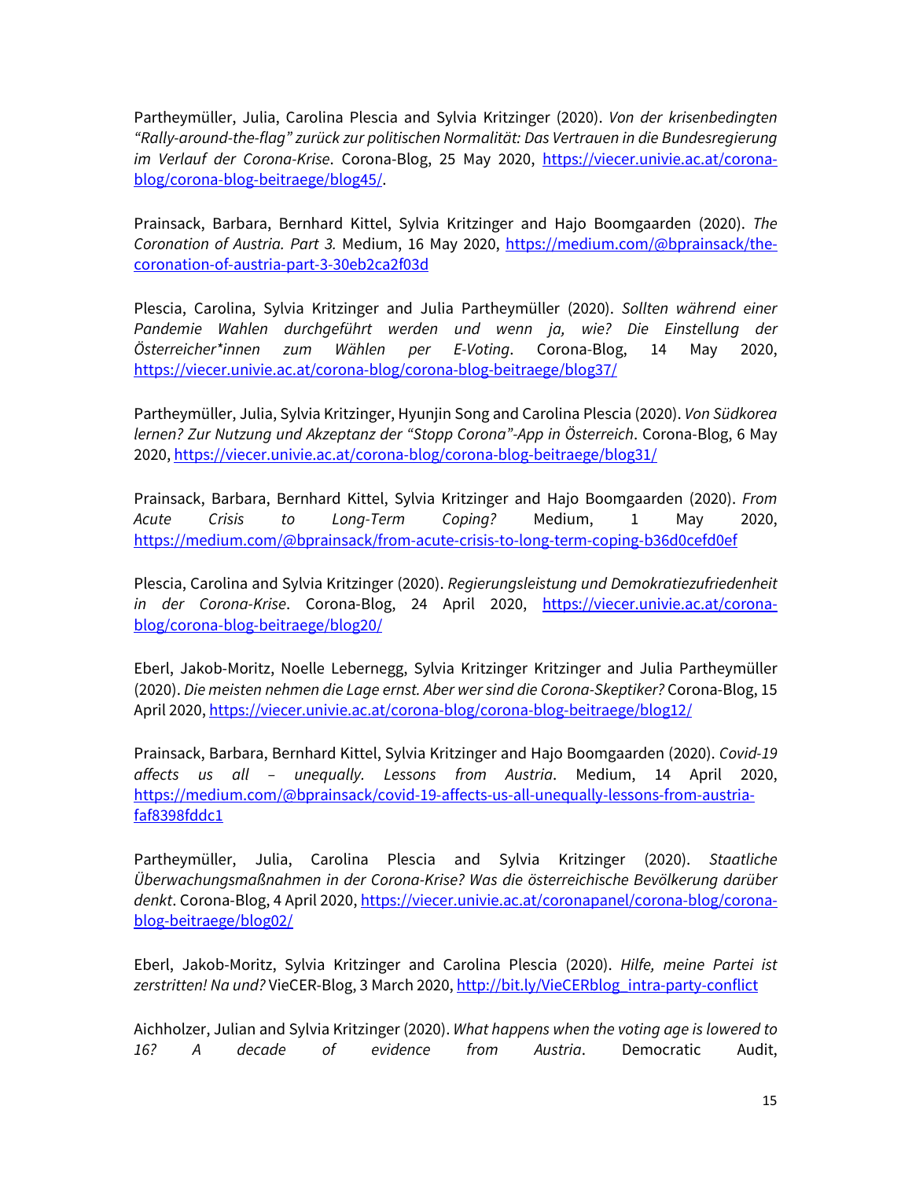Partheymüller, Julia, Carolina Plescia and Sylvia Kritzinger (2020). *Von der krisenbedingten "Rally-around-the-flag" zurück zur politischen Normalität: Das Vertrauen in die Bundesregierung im Verlauf der Corona-Krise*. Corona-Blog, 25 May 2020, https://viecer.univie.ac.at/corona-blog/corona-blog-beitraege/blog45/.

Prainsack, Barbara, Bernhard Kittel, Sylvia Kritzinger and Hajo Boomgaarden (2020). *The Coronation of Austria. Part 3.* Medium, 16 May 2020, https://medium.com/@bprainsack/the-coronation-of-austria-part-3-30eb2ca2f03d

Plescia, Carolina, Sylvia Kritzinger and Julia Partheymüller (2020). *Sollten während einer Pandemie Wahlen durchgeführt werden und wenn ja, wie? Die Einstellung der Österreicher*innen zum Wählen per E-Voting*. Corona-Blog, 14 May 2020, https://viecer.univie.ac.at/corona-blog/corona-blog-beitraege/blog37/

Partheymüller, Julia, Sylvia Kritzinger, Hyunjin Song and Carolina Plescia (2020). *Von Südkorea lernen? Zur Nutzung und Akzeptanz der "Stopp Corona"-App in Österreich*. Corona-Blog, 6 May 2020, https://viecer.univie.ac.at/corona-blog/corona-blog-beitraege/blog31/

Prainsack, Barbara, Bernhard Kittel, Sylvia Kritzinger and Hajo Boomgaarden (2020). *From Acute Crisis to Long-Term Coping?* Medium, 1 May 2020, https://medium.com/@bprainsack/from-acute-crisis-to-long-term-coping-b36d0cefd0ef

Plescia, Carolina and Sylvia Kritzinger (2020). *Regierungsleistung und Demokratiezufriedenheit in der Corona-Krise*. Corona-Blog, 24 April 2020, https://viecer.univie.ac.at/corona-blog/corona-blog-beitraege/blog20/

Eberl, Jakob-Moritz, Noelle Lebernegg, Sylvia Kritzinger Kritzinger and Julia Partheymüller (2020). *Die meisten nehmen die Lage ernst. Aber wer sind die Corona-Skeptiker?* Corona-Blog, 15 April 2020, https://viecer.univie.ac.at/corona-blog/corona-blog-beitraege/blog12/

Prainsack, Barbara, Bernhard Kittel, Sylvia Kritzinger and Hajo Boomgaarden (2020). *Covid-19 affects us all – unequally. Lessons from Austria*. Medium, 14 April 2020, https://medium.com/@bprainsack/covid-19-affects-us-all-unequally-lessons-from-austria-faf8398fddc1

Partheymüller, Julia, Carolina Plescia and Sylvia Kritzinger (2020). *Staatliche Überwachungsmaßnahmen in der Corona-Krise? Was die österreichische Bevölkerung darüber denkt*. Corona-Blog, 4 April 2020, https://viecer.univie.ac.at/coronapanel/corona-blog/corona-blog-beitraege/blog02/

Eberl, Jakob-Moritz, Sylvia Kritzinger and Carolina Plescia (2020). *Hilfe, meine Partei ist zerstritten! Na und?* VieCER-Blog, 3 March 2020, http://bit.ly/VieCERblog_intra-party-conflict

Aichholzer, Julian and Sylvia Kritzinger (2020). *What happens when the voting age is lowered to 16? A decade of evidence from Austria*. Democratic Audit,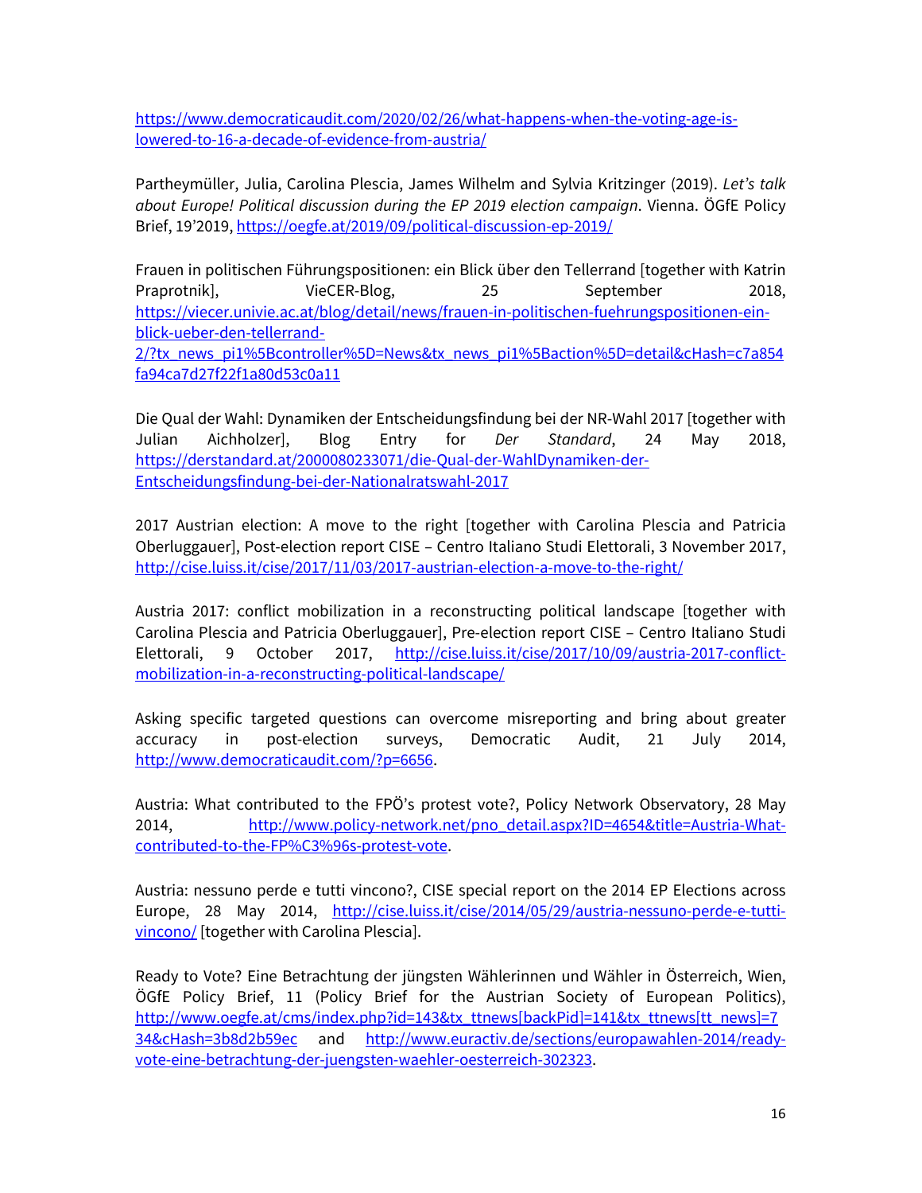https://www.democraticaudit.com/2020/02/26/what-happens-when-the-voting-age-is-lowered-to-16-a-decade-of-evidence-from-austria/

Partheymüller, Julia, Carolina Plescia, James Wilhelm and Sylvia Kritzinger (2019). *Let's talk about Europe! Political discussion during the EP 2019 election campaign*. Vienna. ÖGfE Policy Brief, 19'2019, https://oegfe.at/2019/09/political-discussion-ep-2019/

Frauen in politischen Führungspositionen: ein Blick über den Tellerrand [together with Katrin Praprotnik], VieCER-Blog, 25 September 2018, https://viecer.univie.ac.at/blog/detail/news/frauen-in-politischen-fuehrungspositionen-ein-blick-ueber-den-tellerrand-2/?tx_news_pi1%5Bcontroller%5D=News&tx_news_pi1%5Baction%5D=detail&cHash=c7a854fa94ca7d27f22f1a80d53c0a11

Die Qual der Wahl: Dynamiken der Entscheidungsfindung bei der NR-Wahl 2017 [together with Julian Aichholzer], Blog Entry for *Der Standard*, 24 May 2018, https://derstandard.at/2000080233071/die-Qual-der-WahlDynamiken-der-Entscheidungsfindung-bei-der-Nationalratswahl-2017

2017 Austrian election: A move to the right [together with Carolina Plescia and Patricia Oberluggauer], Post-election report CISE – Centro Italiano Studi Elettorali, 3 November 2017, http://cise.luiss.it/cise/2017/11/03/2017-austrian-election-a-move-to-the-right/

Austria 2017: conflict mobilization in a reconstructing political landscape [together with Carolina Plescia and Patricia Oberluggauer], Pre-election report CISE – Centro Italiano Studi Elettorali, 9 October 2017, http://cise.luiss.it/cise/2017/10/09/austria-2017-conflict-mobilization-in-a-reconstructing-political-landscape/

Asking specific targeted questions can overcome misreporting and bring about greater accuracy in post-election surveys, Democratic Audit, 21 July 2014, http://www.democraticaudit.com/?p=6656.

Austria: What contributed to the FPÖ's protest vote?, Policy Network Observatory, 28 May 2014, http://www.policy-network.net/pno_detail.aspx?ID=4654&title=Austria-What-contributed-to-the-FP%C3%96s-protest-vote.

Austria: nessuno perde e tutti vincono?, CISE special report on the 2014 EP Elections across Europe, 28 May 2014, http://cise.luiss.it/cise/2014/05/29/austria-nessuno-perde-e-tutti-vincono/ [together with Carolina Plescia].

Ready to Vote? Eine Betrachtung der jüngsten Wählerinnen und Wähler in Österreich, Wien, ÖGfE Policy Brief, 11 (Policy Brief for the Austrian Society of European Politics), http://www.oegfe.at/cms/index.php?id=143&tx_ttnews[backPid]=141&tx_ttnews[tt_news]=734&cHash=3b8d2b59ec and http://www.euractiv.de/sections/europawahlen-2014/ready-vote-eine-betrachtung-der-juengsten-waehler-oesterreich-302323.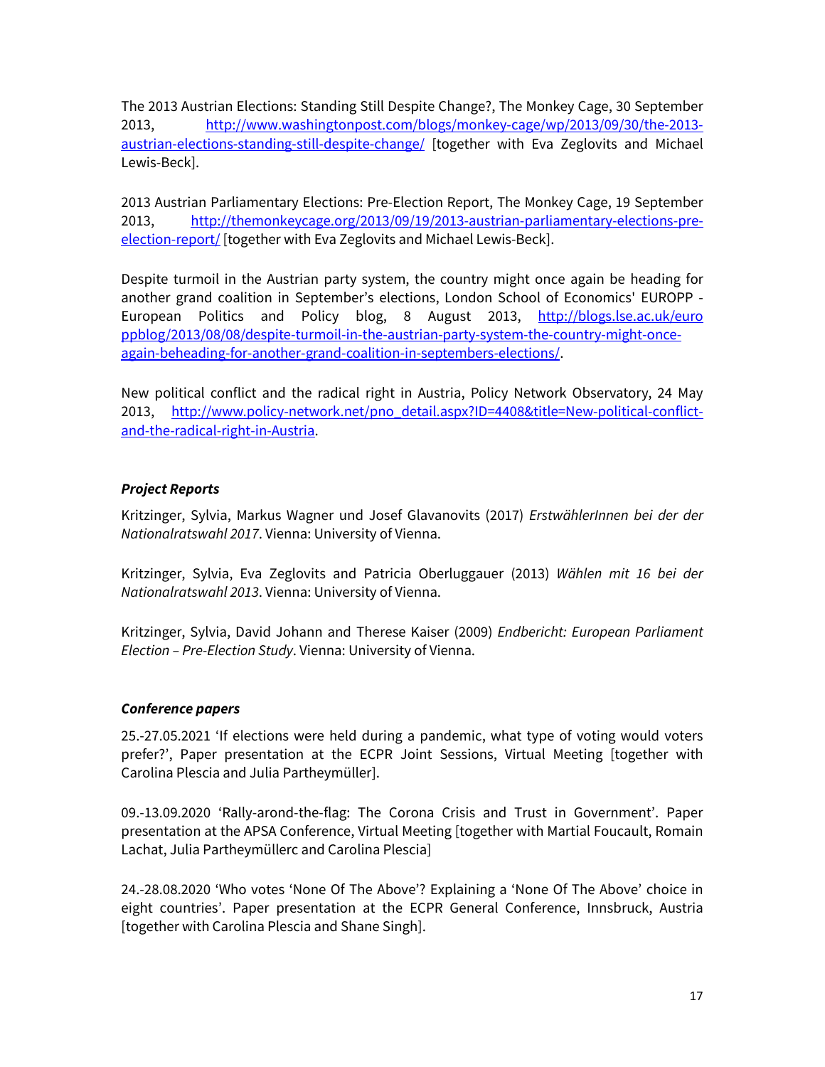The 2013 Austrian Elections: Standing Still Despite Change?, The Monkey Cage, 30 September 2013, http://www.washingtonpost.com/blogs/monkey-cage/wp/2013/09/30/the-2013-austrian-elections-standing-still-despite-change/ [together with Eva Zeglovits and Michael Lewis-Beck].

2013 Austrian Parliamentary Elections: Pre-Election Report, The Monkey Cage, 19 September 2013, http://themonkeycage.org/2013/09/19/2013-austrian-parliamentary-elections-pre-election-report/ [together with Eva Zeglovits and Michael Lewis-Beck].

Despite turmoil in the Austrian party system, the country might once again be heading for another grand coalition in September's elections, London School of Economics' EUROPP - European Politics and Policy blog, 8 August 2013, http://blogs.lse.ac.uk/europpblog/2013/08/08/despite-turmoil-in-the-austrian-party-system-the-country-might-once-again-beheading-for-another-grand-coalition-in-septembers-elections/.

New political conflict and the radical right in Austria, Policy Network Observatory, 24 May 2013, http://www.policy-network.net/pno_detail.aspx?ID=4408&title=New-political-conflict-and-the-radical-right-in-Austria.

### *Project Reports*

Kritzinger, Sylvia, Markus Wagner und Josef Glavanovits (2017) *ErstwählerInnen bei der der Nationalratswahl 2017*. Vienna: University of Vienna.

Kritzinger, Sylvia, Eva Zeglovits and Patricia Oberluggauer (2013) *Wählen mit 16 bei der Nationalratswahl 2013*. Vienna: University of Vienna.

Kritzinger, Sylvia, David Johann and Therese Kaiser (2009) *Endbericht: European Parliament Election – Pre-Election Study*. Vienna: University of Vienna.

### *Conference papers*

25.-27.05.2021 'If elections were held during a pandemic, what type of voting would voters prefer?', Paper presentation at the ECPR Joint Sessions, Virtual Meeting [together with Carolina Plescia and Julia Partheymüller].

09.-13.09.2020 'Rally-arond-the-flag: The Corona Crisis and Trust in Government'. Paper presentation at the APSA Conference, Virtual Meeting [together with Martial Foucault, Romain Lachat, Julia Partheymüllerc and Carolina Plescia]

24.-28.08.2020 'Who votes 'None Of The Above'? Explaining a 'None Of The Above' choice in eight countries'. Paper presentation at the ECPR General Conference, Innsbruck, Austria [together with Carolina Plescia and Shane Singh].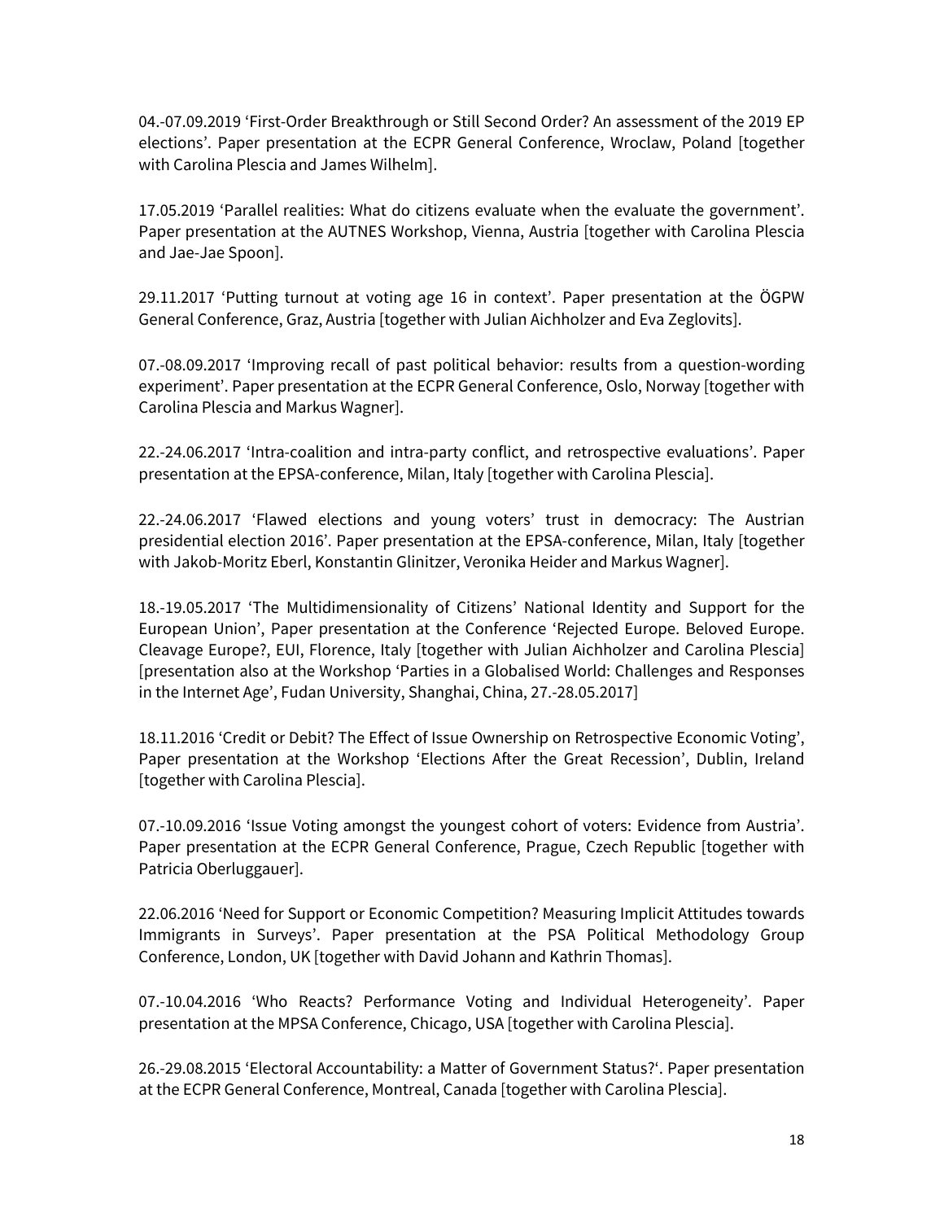04.-07.09.2019 'First-Order Breakthrough or Still Second Order? An assessment of the 2019 EP elections'. Paper presentation at the ECPR General Conference, Wroclaw, Poland [together with Carolina Plescia and James Wilhelm].

17.05.2019 'Parallel realities: What do citizens evaluate when the evaluate the government'. Paper presentation at the AUTNES Workshop, Vienna, Austria [together with Carolina Plescia and Jae-Jae Spoon].

29.11.2017 'Putting turnout at voting age 16 in context'. Paper presentation at the ÖGPW General Conference, Graz, Austria [together with Julian Aichholzer and Eva Zeglovits].

07.-08.09.2017 'Improving recall of past political behavior: results from a question-wording experiment'. Paper presentation at the ECPR General Conference, Oslo, Norway [together with Carolina Plescia and Markus Wagner].

22.-24.06.2017 'Intra-coalition and intra-party conflict, and retrospective evaluations'. Paper presentation at the EPSA-conference, Milan, Italy [together with Carolina Plescia].

22.-24.06.2017 'Flawed elections and young voters' trust in democracy: The Austrian presidential election 2016'. Paper presentation at the EPSA-conference, Milan, Italy [together with Jakob-Moritz Eberl, Konstantin Glinitzer, Veronika Heider and Markus Wagner].

18.-19.05.2017 'The Multidimensionality of Citizens' National Identity and Support for the European Union', Paper presentation at the Conference 'Rejected Europe. Beloved Europe. Cleavage Europe?, EUI, Florence, Italy [together with Julian Aichholzer and Carolina Plescia] [presentation also at the Workshop 'Parties in a Globalised World: Challenges and Responses in the Internet Age', Fudan University, Shanghai, China, 27.-28.05.2017]

18.11.2016 'Credit or Debit? The Effect of Issue Ownership on Retrospective Economic Voting', Paper presentation at the Workshop 'Elections After the Great Recession', Dublin, Ireland [together with Carolina Plescia].

07.-10.09.2016 'Issue Voting amongst the youngest cohort of voters: Evidence from Austria'. Paper presentation at the ECPR General Conference, Prague, Czech Republic [together with Patricia Oberluggauer].

22.06.2016 'Need for Support or Economic Competition? Measuring Implicit Attitudes towards Immigrants in Surveys'. Paper presentation at the PSA Political Methodology Group Conference, London, UK [together with David Johann and Kathrin Thomas].

07.-10.04.2016 'Who Reacts? Performance Voting and Individual Heterogeneity'. Paper presentation at the MPSA Conference, Chicago, USA [together with Carolina Plescia].

26.-29.08.2015 'Electoral Accountability: a Matter of Government Status?'. Paper presentation at the ECPR General Conference, Montreal, Canada [together with Carolina Plescia].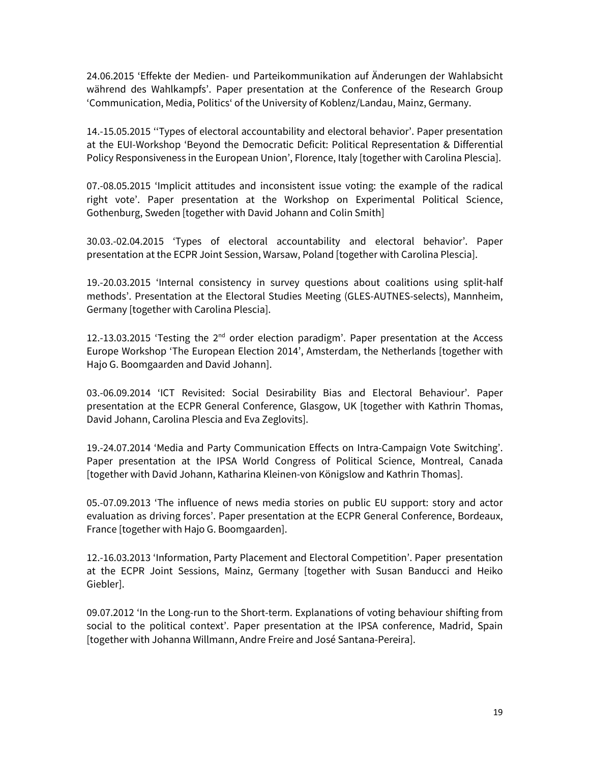24.06.2015 'Effekte der Medien- und Parteikommunikation auf Änderungen der Wahlabsicht während des Wahlkampfs'. Paper presentation at the Conference of the Research Group 'Communication, Media, Politics' of the University of Koblenz/Landau, Mainz, Germany.

14.-15.05.2015 ''Types of electoral accountability and electoral behavior'. Paper presentation at the EUI-Workshop 'Beyond the Democratic Deficit: Political Representation & Differential Policy Responsiveness in the European Union', Florence, Italy [together with Carolina Plescia].

07.-08.05.2015 'Implicit attitudes and inconsistent issue voting: the example of the radical right vote'. Paper presentation at the Workshop on Experimental Political Science, Gothenburg, Sweden [together with David Johann and Colin Smith]

30.03.-02.04.2015 'Types of electoral accountability and electoral behavior'. Paper presentation at the ECPR Joint Session, Warsaw, Poland [together with Carolina Plescia].

19.-20.03.2015 'Internal consistency in survey questions about coalitions using split-half methods'. Presentation at the Electoral Studies Meeting (GLES-AUTNES-selects), Mannheim, Germany [together with Carolina Plescia].

12.-13.03.2015 'Testing the 2nd order election paradigm'. Paper presentation at the Access Europe Workshop 'The European Election 2014', Amsterdam, the Netherlands [together with Hajo G. Boomgaarden and David Johann].

03.-06.09.2014 'ICT Revisited: Social Desirability Bias and Electoral Behaviour'. Paper presentation at the ECPR General Conference, Glasgow, UK [together with Kathrin Thomas, David Johann, Carolina Plescia and Eva Zeglovits].

19.-24.07.2014 'Media and Party Communication Effects on Intra-Campaign Vote Switching'. Paper presentation at the IPSA World Congress of Political Science, Montreal, Canada [together with David Johann, Katharina Kleinen-von Königslow and Kathrin Thomas].

05.-07.09.2013 'The influence of news media stories on public EU support: story and actor evaluation as driving forces'. Paper presentation at the ECPR General Conference, Bordeaux, France [together with Hajo G. Boomgaarden].

12.-16.03.2013 'Information, Party Placement and Electoral Competition'. Paper presentation at the ECPR Joint Sessions, Mainz, Germany [together with Susan Banducci and Heiko Giebler].

09.07.2012 'In the Long-run to the Short-term. Explanations of voting behaviour shifting from social to the political context'. Paper presentation at the IPSA conference, Madrid, Spain [together with Johanna Willmann, Andre Freire and José Santana-Pereira].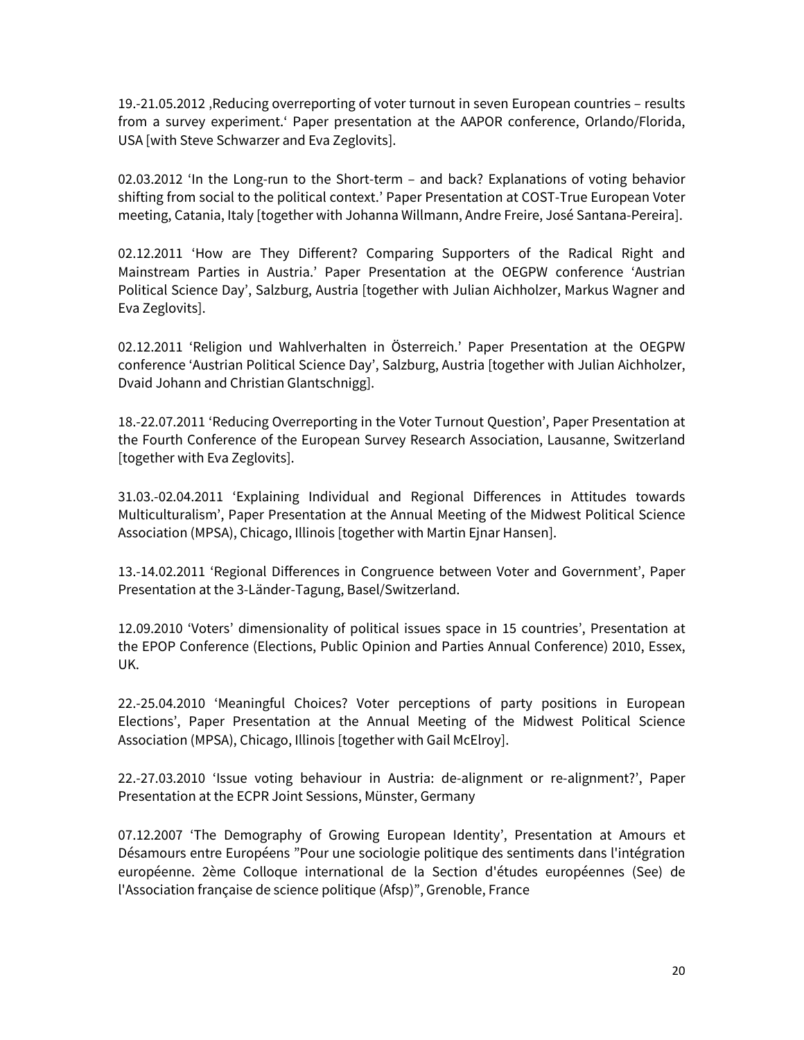19.-21.05.2012 ‚Reducing overreporting of voter turnout in seven European countries – results from a survey experiment.‘ Paper presentation at the AAPOR conference, Orlando/Florida, USA [with Steve Schwarzer and Eva Zeglovits].

02.03.2012 ‘In the Long-run to the Short-term – and back? Explanations of voting behavior shifting from social to the political context.’ Paper Presentation at COST-True European Voter meeting, Catania, Italy [together with Johanna Willmann, Andre Freire, José Santana-Pereira].

02.12.2011 ‘How are They Different? Comparing Supporters of the Radical Right and Mainstream Parties in Austria.’ Paper Presentation at the OEGPW conference ‘Austrian Political Science Day’, Salzburg, Austria [together with Julian Aichholzer, Markus Wagner and Eva Zeglovits].

02.12.2011 ‘Religion und Wahlverhalten in Österreich.’ Paper Presentation at the OEGPW conference ‘Austrian Political Science Day’, Salzburg, Austria [together with Julian Aichholzer, Dvaid Johann and Christian Glantschnigg].

18.-22.07.2011 ‘Reducing Overreporting in the Voter Turnout Question’, Paper Presentation at the Fourth Conference of the European Survey Research Association, Lausanne, Switzerland [together with Eva Zeglovits].

31.03.-02.04.2011 ‘Explaining Individual and Regional Differences in Attitudes towards Multiculturalism’, Paper Presentation at the Annual Meeting of the Midwest Political Science Association (MPSA), Chicago, Illinois [together with Martin Ejnar Hansen].

13.-14.02.2011 ‘Regional Differences in Congruence between Voter and Government’, Paper Presentation at the 3-Länder-Tagung, Basel/Switzerland.

12.09.2010 ‘Voters’ dimensionality of political issues space in 15 countries’, Presentation at the EPOP Conference (Elections, Public Opinion and Parties Annual Conference) 2010, Essex, UK.

22.-25.04.2010 ‘Meaningful Choices? Voter perceptions of party positions in European Elections’, Paper Presentation at the Annual Meeting of the Midwest Political Science Association (MPSA), Chicago, Illinois [together with Gail McElroy].

22.-27.03.2010 ‘Issue voting behaviour in Austria: de-alignment or re-alignment?’, Paper Presentation at the ECPR Joint Sessions, Münster, Germany

07.12.2007 ‘The Demography of Growing European Identity’, Presentation at Amours et Désamours entre Européens ”Pour une sociologie politique des sentiments dans l'intégration européenne. 2ème Colloque international de la Section d'études européennes (See) de l'Association française de science politique (Afsp)”, Grenoble, France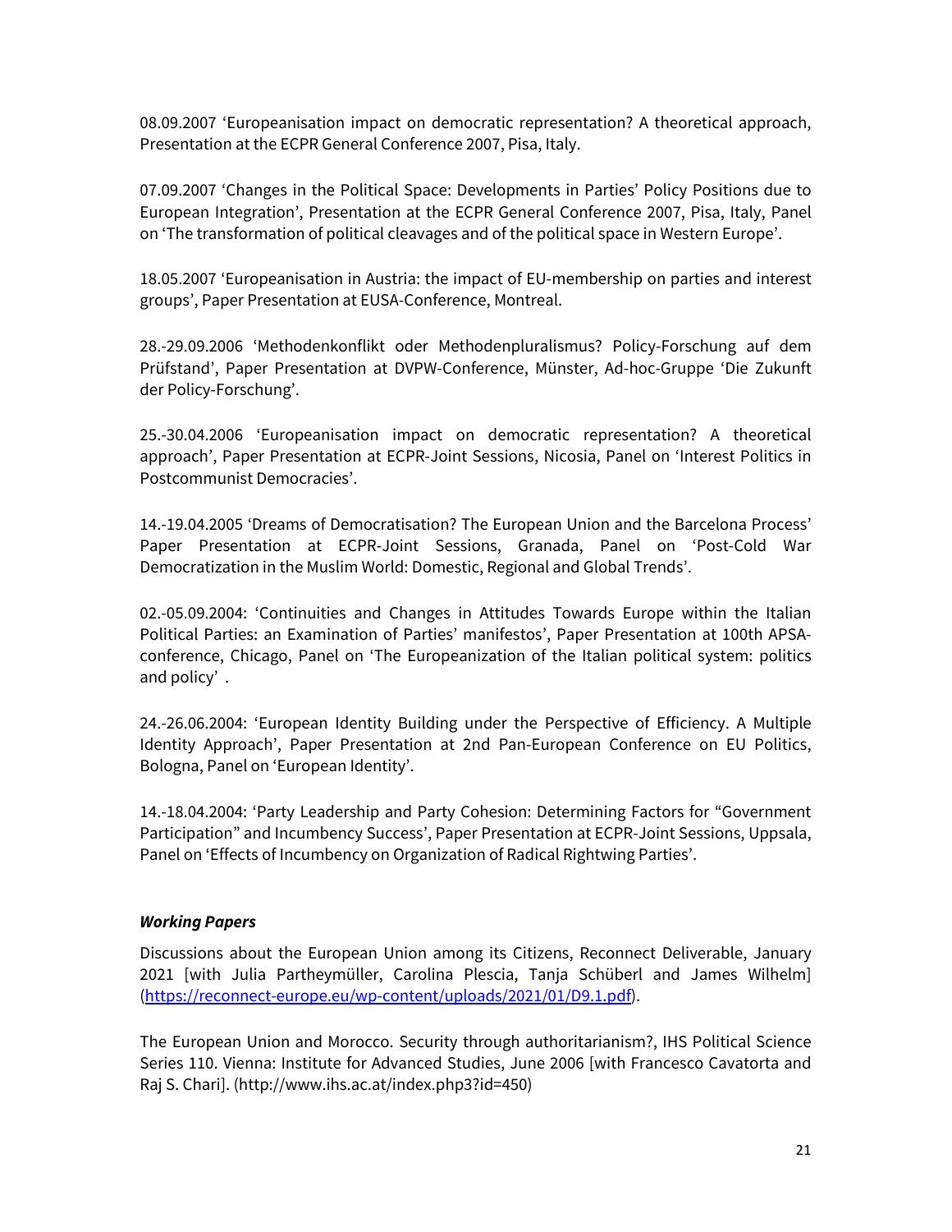08.09.2007 ‘Europeanisation impact on democratic representation? A theoretical approach, Presentation at the ECPR General Conference 2007, Pisa, Italy.

07.09.2007 ‘Changes in the Political Space: Developments in Parties’ Policy Positions due to European Integration’, Presentation at the ECPR General Conference 2007, Pisa, Italy, Panel on ‘The transformation of political cleavages and of the political space in Western Europe’.

18.05.2007 ‘Europeanisation in Austria: the impact of EU-membership on parties and interest groups’, Paper Presentation at EUSA-Conference, Montreal.

28.-29.09.2006 ‘Methodenkonflikt oder Methodenpluralismus? Policy-Forschung auf dem Prüfstand’, Paper Presentation at DVPW-Conference, Münster, Ad-hoc-Gruppe ‘Die Zukunft der Policy-Forschung’.

25.-30.04.2006 ‘Europeanisation impact on democratic representation? A theoretical approach’, Paper Presentation at ECPR-Joint Sessions, Nicosia, Panel on ‘Interest Politics in Postcommunist Democracies’.

14.-19.04.2005 ‘Dreams of Democratisation? The European Union and the Barcelona Process’ Paper Presentation at ECPR-Joint Sessions, Granada, Panel on ‘Post-Cold War Democratization in the Muslim World: Domestic, Regional and Global Trends’.

02.-05.09.2004: ‘Continuities and Changes in Attitudes Towards Europe within the Italian Political Parties: an Examination of Parties’ manifestos’, Paper Presentation at 100th APSA-conference, Chicago, Panel on ‘The Europeanization of the Italian political system: politics and policy’ .

24.-26.06.2004: ‘European Identity Building under the Perspective of Efficiency. A Multiple Identity Approach’, Paper Presentation at 2nd Pan-European Conference on EU Politics, Bologna, Panel on ‘European Identity’.

14.-18.04.2004: ‘Party Leadership and Party Cohesion: Determining Factors for “Government Participation” and Incumbency Success’, Paper Presentation at ECPR-Joint Sessions, Uppsala, Panel on ‘Effects of Incumbency on Organization of Radical Rightwing Parties’.

***Working Papers***

Discussions about the European Union among its Citizens, Reconnect Deliverable, January 2021 [with Julia Partheymüller, Carolina Plescia, Tanja Schüberl and James Wilhelm] (https://reconnect-europe.eu/wp-content/uploads/2021/01/D9.1.pdf).

The European Union and Morocco. Security through authoritarianism?, IHS Political Science Series 110. Vienna: Institute for Advanced Studies, June 2006 [with Francesco Cavatorta and Raj S. Chari]. (http://www.ihs.ac.at/index.php3?id=450)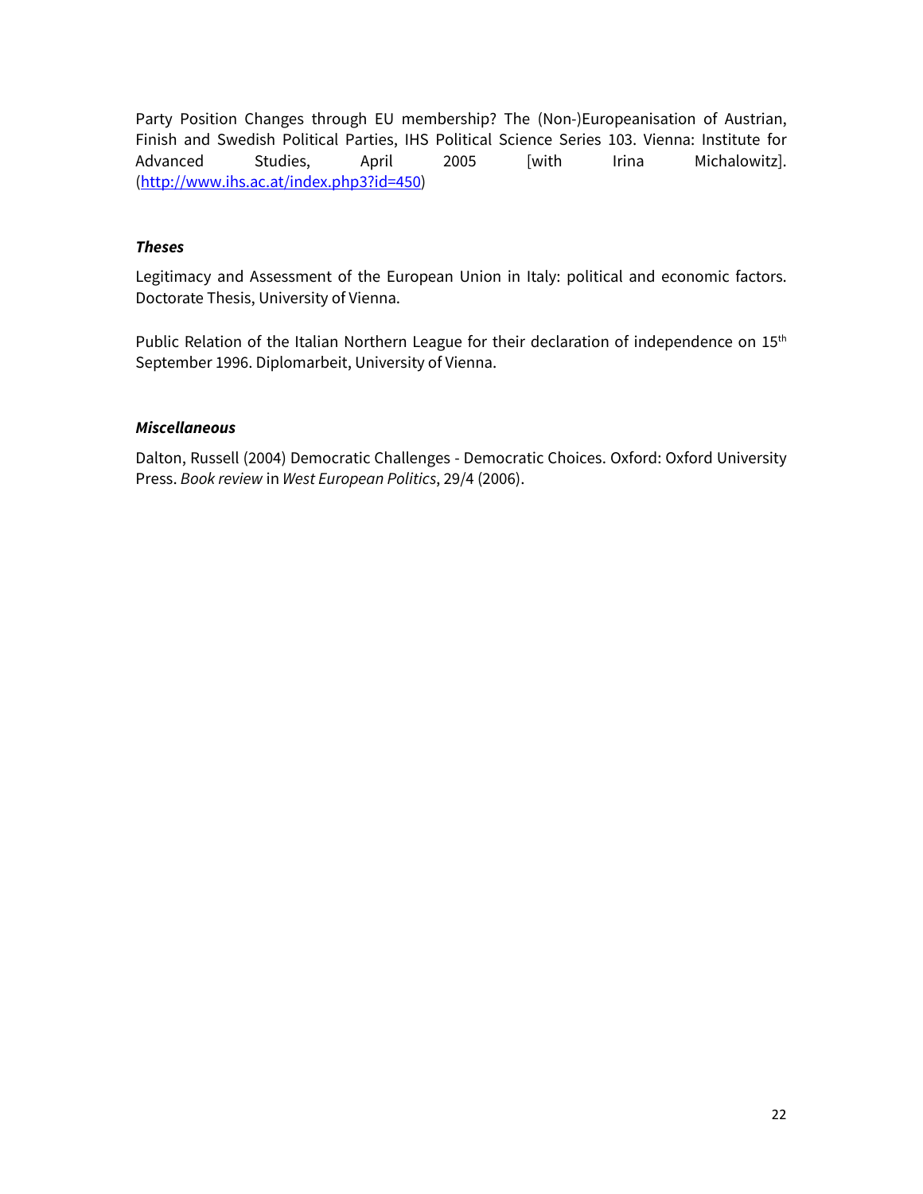Party Position Changes through EU membership? The (Non-)Europeanisation of Austrian, Finish and Swedish Political Parties, IHS Political Science Series 103. Vienna: Institute for Advanced Studies, April 2005 [with Irina Michalowitz]. (http://www.ihs.ac.at/index.php3?id=450)

### *Theses*

Legitimacy and Assessment of the European Union in Italy: political and economic factors. Doctorate Thesis, University of Vienna.

Public Relation of the Italian Northern League for their declaration of independence on 15th September 1996. Diplomarbeit, University of Vienna.

### *Miscellaneous*

Dalton, Russell (2004) Democratic Challenges - Democratic Choices. Oxford: Oxford University Press. *Book review* in *West European Politics*, 29/4 (2006).